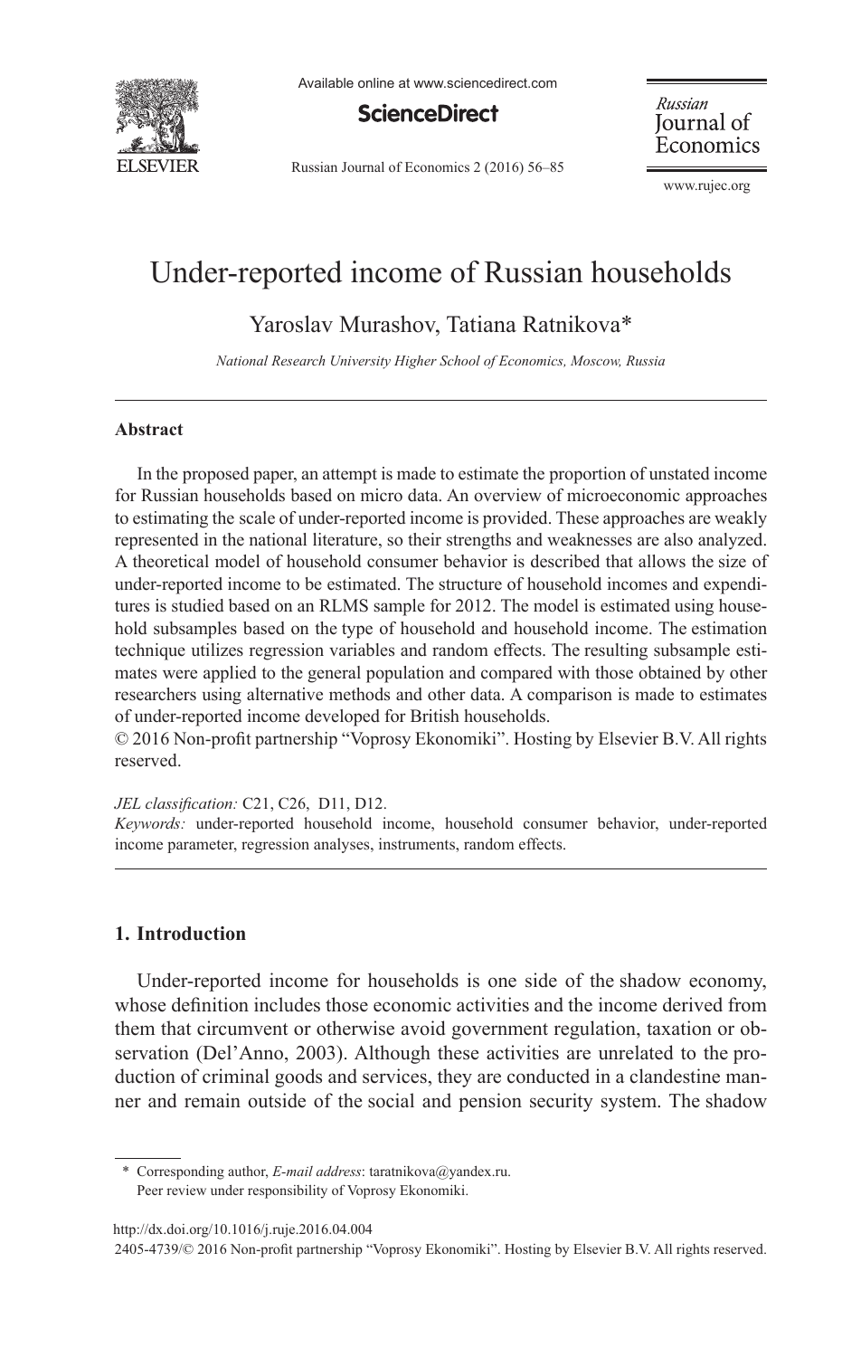# Under-reported income of Russian households

Yaroslav Murashov, Tatiana Ratnikova*

*National Research University Higher School of Economics, Moscow, Russia*

---

**Abstract**

In the proposed paper, an attempt is made to estimate the proportion of unstated income for Russian households based on micro data. An overview of microeconomic approaches to estimating the scale of under-reported income is provided. These approaches are weakly represented in the national literature, so their strengths and weaknesses are also analyzed. A theoretical model of household consumer behavior is described that allows the size of under-reported income to be estimated. The structure of household incomes and expenditures is studied based on an RLMS sample for 2012. The model is estimated using household subsamples based on the type of household and household income. The estimation technique utilizes regression variables and random effects. The resulting subsample estimates were applied to the general population and compared with those obtained by other researchers using alternative methods and other data. A comparison is made to estimates of under-reported income developed for British households.

© 2016 Non-profit partnership "Voprosy Ekonomiki". Hosting by Elsevier B.V. All rights reserved.

*JEL classification:* C21, C26, D11, D12.

*Keywords:* under-reported household income, household consumer behavior, under-reported income parameter, regression analyses, instruments, random effects.

---

## 1. Introduction

Under-reported income for households is one side of the shadow economy, whose definition includes those economic activities and the income derived from them that circumvent or otherwise avoid government regulation, taxation or observation (Del'Anno, 2003). Although these activities are unrelated to the production of criminal goods and services, they are conducted in a clandestine manner and remain outside of the social and pension security system. The shadow

---

\* Corresponding author, *E-mail address*: taratnikova@yandex.ru.

Peer review under responsibility of Voprosy Ekonomiki.

http://dx.doi.org/10.1016/j.ruje.2016.04.004

2405-4739/© 2016 Non-profit partnership "Voprosy Ekonomiki". Hosting by Elsevier B.V. All rights reserved.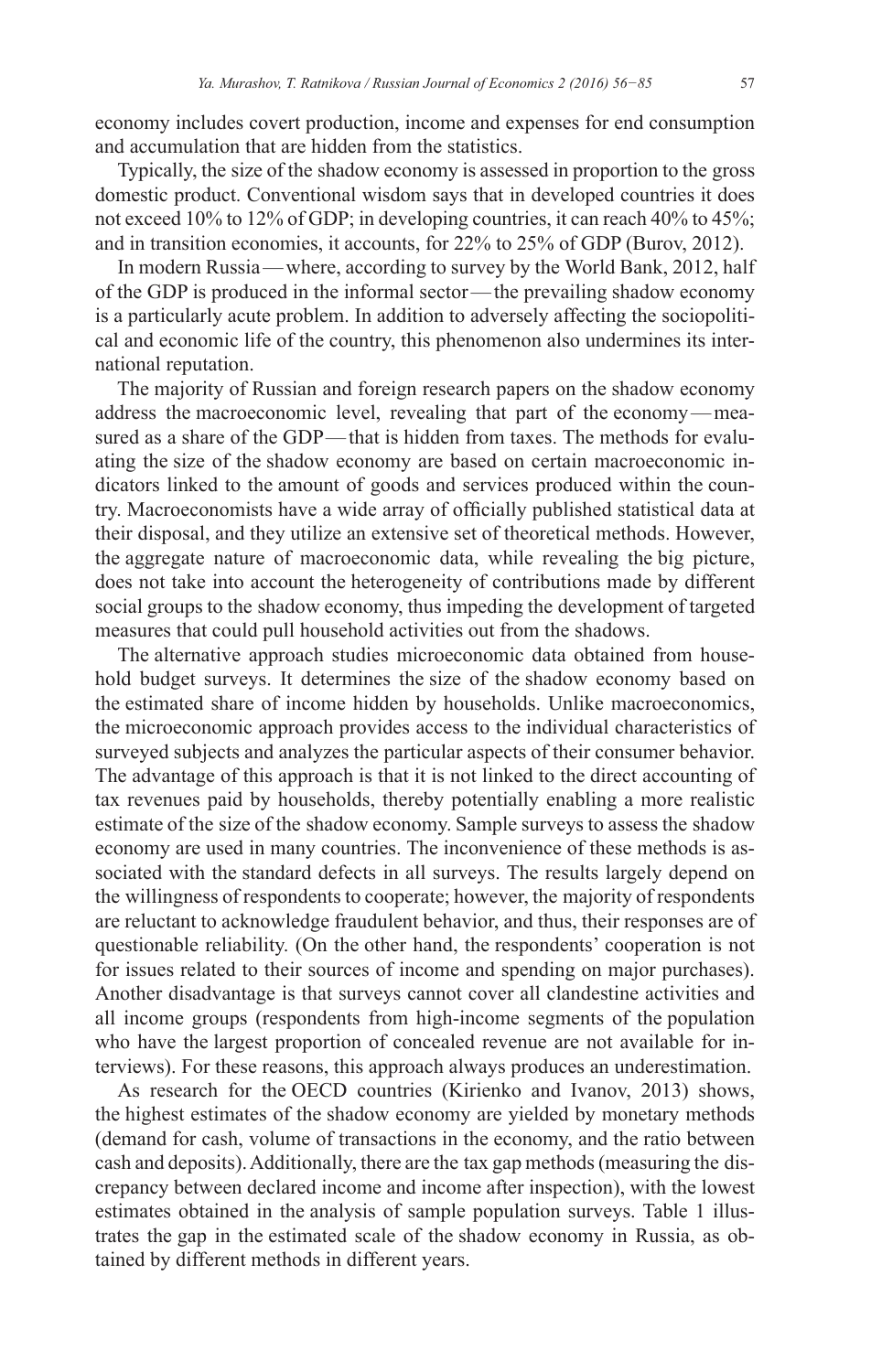economy includes covert production, income and expenses for end consumption and accumulation that are hidden from the statistics.

Typically, the size of the shadow economy is assessed in proportion to the gross domestic product. Conventional wisdom says that in developed countries it does not exceed 10% to 12% of GDP; in developing countries, it can reach 40% to 45%; and in transition economies, it accounts, for 22% to 25% of GDP (Burov, 2012).

In modern Russia — where, according to survey by the World Bank, 2012, half of the GDP is produced in the informal sector — the prevailing shadow economy is a particularly acute problem. In addition to adversely affecting the sociopolitical and economic life of the country, this phenomenon also undermines its international reputation.

The majority of Russian and foreign research papers on the shadow economy address the macroeconomic level, revealing that part of the economy — measured as a share of the GDP — that is hidden from taxes. The methods for evaluating the size of the shadow economy are based on certain macroeconomic indicators linked to the amount of goods and services produced within the country. Macroeconomists have a wide array of officially published statistical data at their disposal, and they utilize an extensive set of theoretical methods. However, the aggregate nature of macroeconomic data, while revealing the big picture, does not take into account the heterogeneity of contributions made by different social groups to the shadow economy, thus impeding the development of targeted measures that could pull household activities out from the shadows.

The alternative approach studies microeconomic data obtained from household budget surveys. It determines the size of the shadow economy based on the estimated share of income hidden by households. Unlike macroeconomics, the microeconomic approach provides access to the individual characteristics of surveyed subjects and analyzes the particular aspects of their consumer behavior. The advantage of this approach is that it is not linked to the direct accounting of tax revenues paid by households, thereby potentially enabling a more realistic estimate of the size of the shadow economy. Sample surveys to assess the shadow economy are used in many countries. The inconvenience of these methods is associated with the standard defects in all surveys. The results largely depend on the willingness of respondents to cooperate; however, the majority of respondents are reluctant to acknowledge fraudulent behavior, and thus, their responses are of questionable reliability. (On the other hand, the respondents' cooperation is not for issues related to their sources of income and spending on major purchases). Another disadvantage is that surveys cannot cover all clandestine activities and all income groups (respondents from high-income segments of the population who have the largest proportion of concealed revenue are not available for interviews). For these reasons, this approach always produces an underestimation.

As research for the OECD countries (Kirienko and Ivanov, 2013) shows, the highest estimates of the shadow economy are yielded by monetary methods (demand for cash, volume of transactions in the economy, and the ratio between cash and deposits). Additionally, there are the tax gap methods (measuring the discrepancy between declared income and income after inspection), with the lowest estimates obtained in the analysis of sample population surveys. Table 1 illustrates the gap in the estimated scale of the shadow economy in Russia, as obtained by different methods in different years.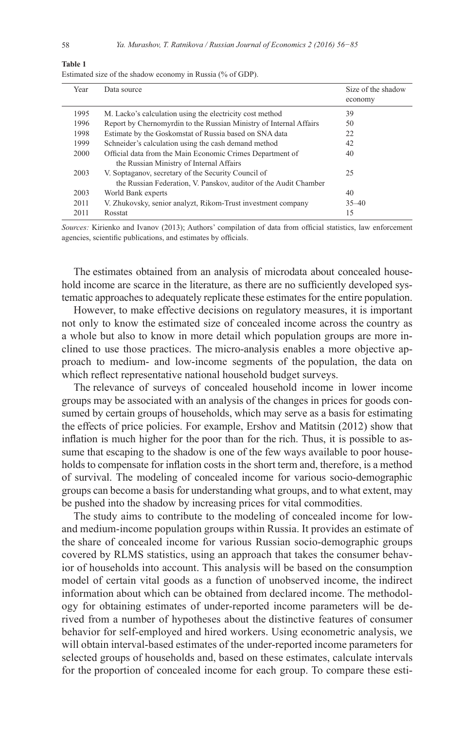**Table 1**
Estimated size of the shadow economy in Russia (% of GDP).

| Year | Data source | Size of the shadow economy |
|---|---|---|
| 1995 | M. Lacko's calculation using the electricity cost method | 39 |
| 1996 | Report by Chernomyrdin to the Russian Ministry of Internal Affairs | 50 |
| 1998 | Estimate by the Goskomstat of Russia based on SNA data | 22 |
| 1999 | Schneider's calculation using the cash demand method | 42 |
| 2000 | Official data from the Main Economic Crimes Department of the Russian Ministry of Internal Affairs | 40 |
| 2003 | V. Soptaganov, secretary of the Security Council of the Russian Federation, V. Panskov, auditor of the Audit Chamber | 25 |
| 2003 | World Bank experts | 40 |
| 2011 | V. Zhukovsky, senior analyzt, Rikom-Trust investment company | 35–40 |
| 2011 | Rosstat | 15 |

*Sources:* Kirienko and Ivanov (2013); Authors' compilation of data from official statistics, law enforcement agencies, scientific publications, and estimates by officials.

The estimates obtained from an analysis of microdata about concealed household income are scarce in the literature, as there are no sufficiently developed systematic approaches to adequately replicate these estimates for the entire population.

However, to make effective decisions on regulatory measures, it is important not only to know the estimated size of concealed income across the country as a whole but also to know in more detail which population groups are more inclined to use those practices. The micro-analysis enables a more objective approach to medium- and low-income segments of the population, the data on which reflect representative national household budget surveys.

The relevance of surveys of concealed household income in lower income groups may be associated with an analysis of the changes in prices for goods consumed by certain groups of households, which may serve as a basis for estimating the effects of price policies. For example, Ershov and Matitsin (2012) show that inflation is much higher for the poor than for the rich. Thus, it is possible to assume that escaping to the shadow is one of the few ways available to poor households to compensate for inflation costs in the short term and, therefore, is a method of survival. The modeling of concealed income for various socio-demographic groups can become a basis for understanding what groups, and to what extent, may be pushed into the shadow by increasing prices for vital commodities.

The study aims to contribute to the modeling of concealed income for low- and medium-income population groups within Russia. It provides an estimate of the share of concealed income for various Russian socio-demographic groups covered by RLMS statistics, using an approach that takes the consumer behavior of households into account. This analysis will be based on the consumption model of certain vital goods as a function of unobserved income, the indirect information about which can be obtained from declared income. The methodology for obtaining estimates of under-reported income parameters will be derived from a number of hypotheses about the distinctive features of consumer behavior for self-employed and hired workers. Using econometric analysis, we will obtain interval-based estimates of the under-reported income parameters for selected groups of households and, based on these estimates, calculate intervals for the proportion of concealed income for each group. To compare these esti-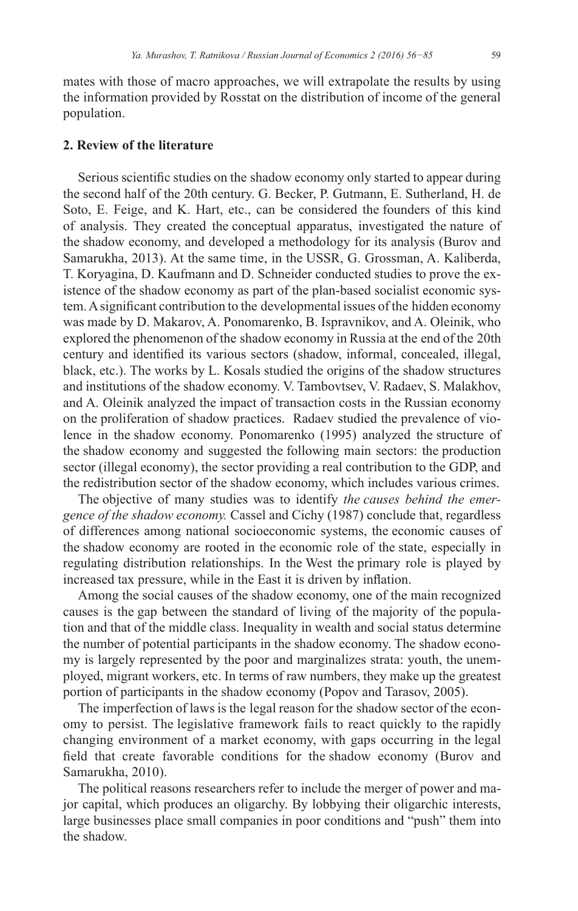mates with those of macro approaches, we will extrapolate the results by using the information provided by Rosstat on the distribution of income of the general population.

## 2. Review of the literature

Serious scientific studies on the shadow economy only started to appear during the second half of the 20th century. G. Becker, P. Gutmann, E. Sutherland, H. de Soto, E. Feige, and K. Hart, etc., can be considered the founders of this kind of analysis. They created the conceptual apparatus, investigated the nature of the shadow economy, and developed a methodology for its analysis (Burov and Samarukha, 2013). At the same time, in the USSR, G. Grossman, A. Kaliberda, T. Koryagina, D. Kaufmann and D. Schneider conducted studies to prove the existence of the shadow economy as part of the plan-based socialist economic system. A significant contribution to the developmental issues of the hidden economy was made by D. Makarov, A. Ponomarenko, B. Ispravnikov, and A. Oleinik, who explored the phenomenon of the shadow economy in Russia at the end of the 20th century and identified its various sectors (shadow, informal, concealed, illegal, black, etc.). The works by L. Kosals studied the origins of the shadow structures and institutions of the shadow economy. V. Tambovtsev, V. Radaev, S. Malakhov, and A. Oleinik analyzed the impact of transaction costs in the Russian economy on the proliferation of shadow practices. Radaev studied the prevalence of violence in the shadow economy. Ponomarenko (1995) analyzed the structure of the shadow economy and suggested the following main sectors: the production sector (illegal economy), the sector providing a real contribution to the GDP, and the redistribution sector of the shadow economy, which includes various crimes.

The objective of many studies was to identify *the causes behind the emergence of the shadow economy.* Cassel and Cichy (1987) conclude that, regardless of differences among national socioeconomic systems, the economic causes of the shadow economy are rooted in the economic role of the state, especially in regulating distribution relationships. In the West the primary role is played by increased tax pressure, while in the East it is driven by inflation.

Among the social causes of the shadow economy, one of the main recognized causes is the gap between the standard of living of the majority of the population and that of the middle class. Inequality in wealth and social status determine the number of potential participants in the shadow economy. The shadow economy is largely represented by the poor and marginalizes strata: youth, the unemployed, migrant workers, etc. In terms of raw numbers, they make up the greatest portion of participants in the shadow economy (Popov and Tarasov, 2005).

The imperfection of laws is the legal reason for the shadow sector of the economy to persist. The legislative framework fails to react quickly to the rapidly changing environment of a market economy, with gaps occurring in the legal field that create favorable conditions for the shadow economy (Burov and Samarukha, 2010).

The political reasons researchers refer to include the merger of power and major capital, which produces an oligarchy. By lobbying their oligarchic interests, large businesses place small companies in poor conditions and "push" them into the shadow.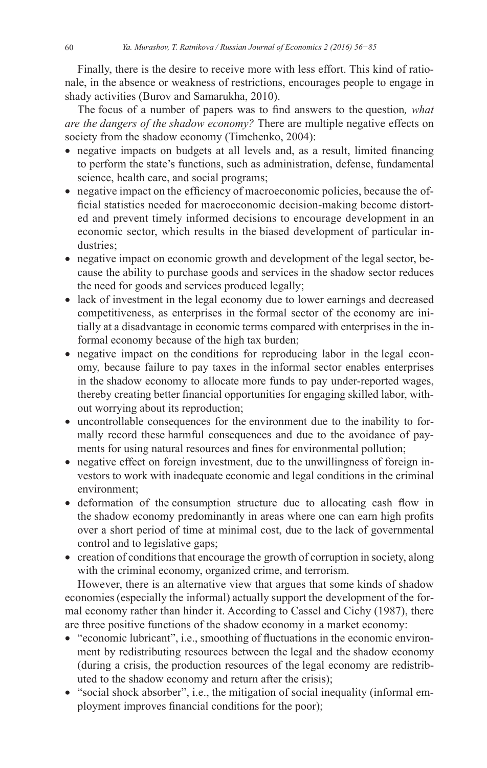Finally, there is the desire to receive more with less effort. This kind of rationale, in the absence or weakness of restrictions, encourages people to engage in shady activities (Burov and Samarukha, 2010).

The focus of a number of papers was to find answers to the question*, what are the dangers of the shadow economy?* There are multiple negative effects on society from the shadow economy (Timchenko, 2004):

- negative impacts on budgets at all levels and, as a result, limited financing to perform the state's functions, such as administration, defense, fundamental science, health care, and social programs;
- negative impact on the efficiency of macroeconomic policies, because the official statistics needed for macroeconomic decision-making become distorted and prevent timely informed decisions to encourage development in an economic sector, which results in the biased development of particular industries;
- negative impact on economic growth and development of the legal sector, because the ability to purchase goods and services in the shadow sector reduces the need for goods and services produced legally;
- lack of investment in the legal economy due to lower earnings and decreased competitiveness, as enterprises in the formal sector of the economy are initially at a disadvantage in economic terms compared with enterprises in the informal economy because of the high tax burden;
- negative impact on the conditions for reproducing labor in the legal economy, because failure to pay taxes in the informal sector enables enterprises in the shadow economy to allocate more funds to pay under-reported wages, thereby creating better financial opportunities for engaging skilled labor, without worrying about its reproduction;
- uncontrollable consequences for the environment due to the inability to formally record these harmful consequences and due to the avoidance of payments for using natural resources and fines for environmental pollution;
- negative effect on foreign investment, due to the unwillingness of foreign investors to work with inadequate economic and legal conditions in the criminal environment;
- deformation of the consumption structure due to allocating cash flow in the shadow economy predominantly in areas where one can earn high profits over a short period of time at minimal cost, due to the lack of governmental control and to legislative gaps;
- creation of conditions that encourage the growth of corruption in society, along with the criminal economy, organized crime, and terrorism.

However, there is an alternative view that argues that some kinds of shadow economies (especially the informal) actually support the development of the formal economy rather than hinder it. According to Cassel and Cichy (1987), there are three positive functions of the shadow economy in a market economy:

- "economic lubricant", i.e., smoothing of fluctuations in the economic environment by redistributing resources between the legal and the shadow economy (during a crisis, the production resources of the legal economy are redistributed to the shadow economy and return after the crisis);
- "social shock absorber", i.e., the mitigation of social inequality (informal employment improves financial conditions for the poor);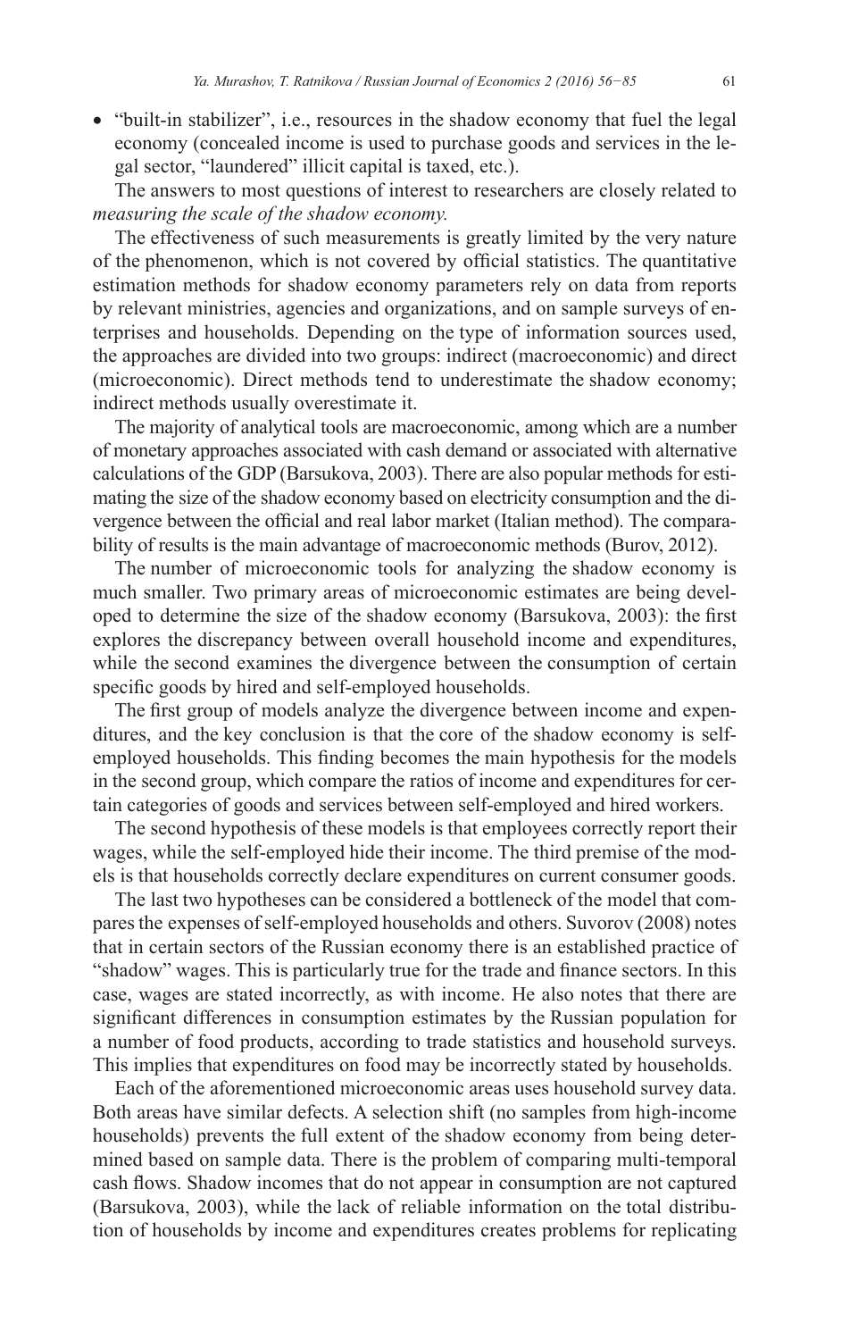- "built-in stabilizer", i.e., resources in the shadow economy that fuel the legal economy (concealed income is used to purchase goods and services in the legal sector, "laundered" illicit capital is taxed, etc.).

The answers to most questions of interest to researchers are closely related to *measuring the scale of the shadow economy.*

The effectiveness of such measurements is greatly limited by the very nature of the phenomenon, which is not covered by official statistics. The quantitative estimation methods for shadow economy parameters rely on data from reports by relevant ministries, agencies and organizations, and on sample surveys of enterprises and households. Depending on the type of information sources used, the approaches are divided into two groups: indirect (macroeconomic) and direct (microeconomic). Direct methods tend to underestimate the shadow economy; indirect methods usually overestimate it.

The majority of analytical tools are macroeconomic, among which are a number of monetary approaches associated with cash demand or associated with alternative calculations of the GDP (Barsukova, 2003). There are also popular methods for estimating the size of the shadow economy based on electricity consumption and the divergence between the official and real labor market (Italian method). The comparability of results is the main advantage of macroeconomic methods (Burov, 2012).

The number of microeconomic tools for analyzing the shadow economy is much smaller. Two primary areas of microeconomic estimates are being developed to determine the size of the shadow economy (Barsukova, 2003): the first explores the discrepancy between overall household income and expenditures, while the second examines the divergence between the consumption of certain specific goods by hired and self-employed households.

The first group of models analyze the divergence between income and expenditures, and the key conclusion is that the core of the shadow economy is self-employed households. This finding becomes the main hypothesis for the models in the second group, which compare the ratios of income and expenditures for certain categories of goods and services between self-employed and hired workers.

The second hypothesis of these models is that employees correctly report their wages, while the self-employed hide their income. The third premise of the models is that households correctly declare expenditures on current consumer goods.

The last two hypotheses can be considered a bottleneck of the model that compares the expenses of self-employed households and others. Suvorov (2008) notes that in certain sectors of the Russian economy there is an established practice of "shadow" wages. This is particularly true for the trade and finance sectors. In this case, wages are stated incorrectly, as with income. He also notes that there are significant differences in consumption estimates by the Russian population for a number of food products, according to trade statistics and household surveys. This implies that expenditures on food may be incorrectly stated by households.

Each of the aforementioned microeconomic areas uses household survey data. Both areas have similar defects. A selection shift (no samples from high-income households) prevents the full extent of the shadow economy from being determined based on sample data. There is the problem of comparing multi-temporal cash flows. Shadow incomes that do not appear in consumption are not captured (Barsukova, 2003), while the lack of reliable information on the total distribution of households by income and expenditures creates problems for replicating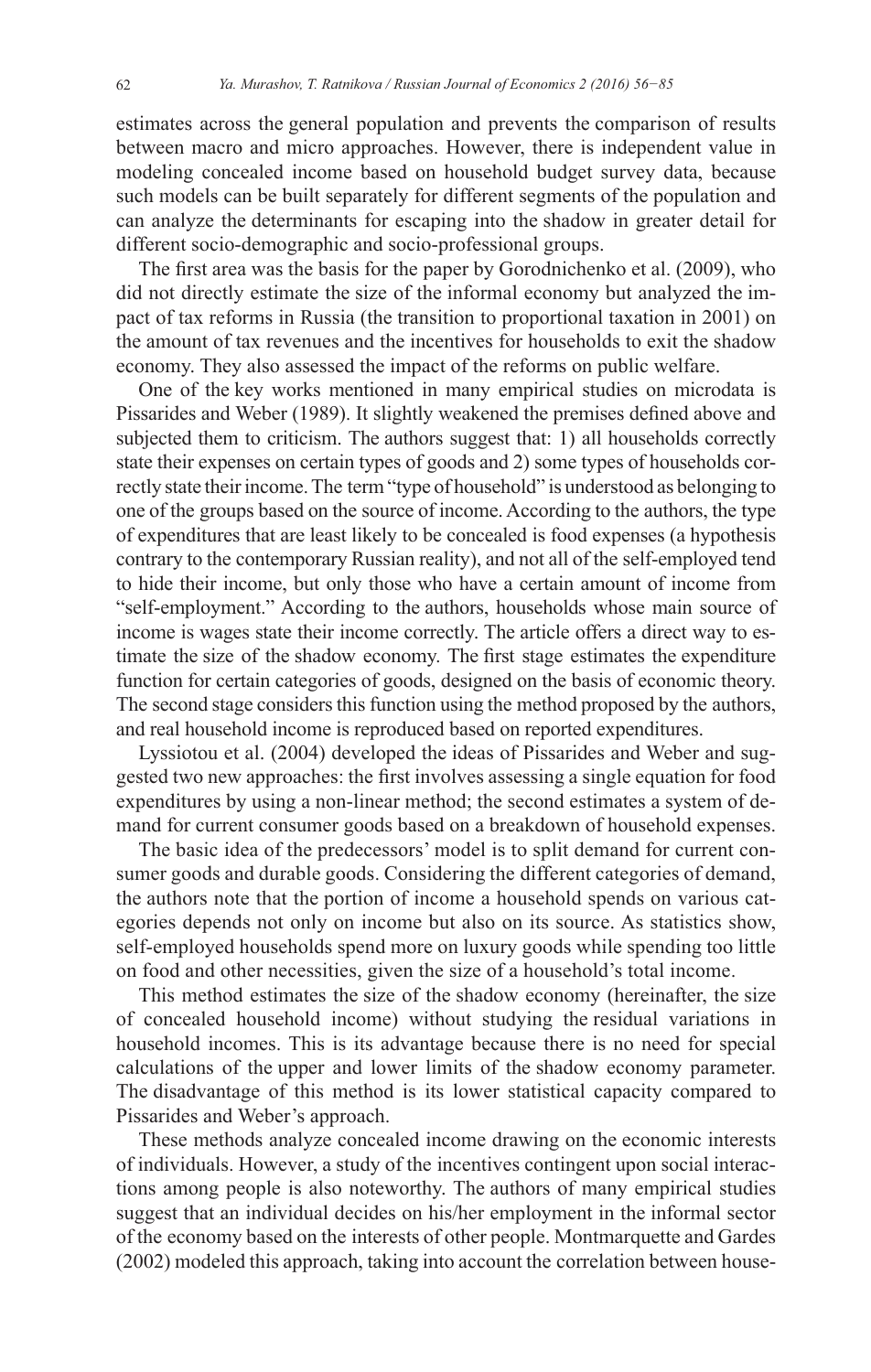estimates across the general population and prevents the comparison of results between macro and micro approaches. However, there is independent value in modeling concealed income based on household budget survey data, because such models can be built separately for different segments of the population and can analyze the determinants for escaping into the shadow in greater detail for different socio-demographic and socio-professional groups.

The first area was the basis for the paper by Gorodnichenko et al. (2009), who did not directly estimate the size of the informal economy but analyzed the impact of tax reforms in Russia (the transition to proportional taxation in 2001) on the amount of tax revenues and the incentives for households to exit the shadow economy. They also assessed the impact of the reforms on public welfare.

One of the key works mentioned in many empirical studies on microdata is Pissarides and Weber (1989). It slightly weakened the premises defined above and subjected them to criticism. The authors suggest that: 1) all households correctly state their expenses on certain types of goods and 2) some types of households correctly state their income. The term "type of household" is understood as belonging to one of the groups based on the source of income. According to the authors, the type of expenditures that are least likely to be concealed is food expenses (a hypothesis contrary to the contemporary Russian reality), and not all of the self-employed tend to hide their income, but only those who have a certain amount of income from "self-employment." According to the authors, households whose main source of income is wages state their income correctly. The article offers a direct way to estimate the size of the shadow economy. The first stage estimates the expenditure function for certain categories of goods, designed on the basis of economic theory. The second stage considers this function using the method proposed by the authors, and real household income is reproduced based on reported expenditures.

Lyssiotou et al. (2004) developed the ideas of Pissarides and Weber and suggested two new approaches: the first involves assessing a single equation for food expenditures by using a non-linear method; the second estimates a system of demand for current consumer goods based on a breakdown of household expenses.

The basic idea of the predecessors' model is to split demand for current consumer goods and durable goods. Considering the different categories of demand, the authors note that the portion of income a household spends on various categories depends not only on income but also on its source. As statistics show, self-employed households spend more on luxury goods while spending too little on food and other necessities, given the size of a household's total income.

This method estimates the size of the shadow economy (hereinafter, the size of concealed household income) without studying the residual variations in household incomes. This is its advantage because there is no need for special calculations of the upper and lower limits of the shadow economy parameter. The disadvantage of this method is its lower statistical capacity compared to Pissarides and Weber's approach.

These methods analyze concealed income drawing on the economic interests of individuals. However, a study of the incentives contingent upon social interactions among people is also noteworthy. The authors of many empirical studies suggest that an individual decides on his/her employment in the informal sector of the economy based on the interests of other people. Montmarquette and Gardes (2002) modeled this approach, taking into account the correlation between house-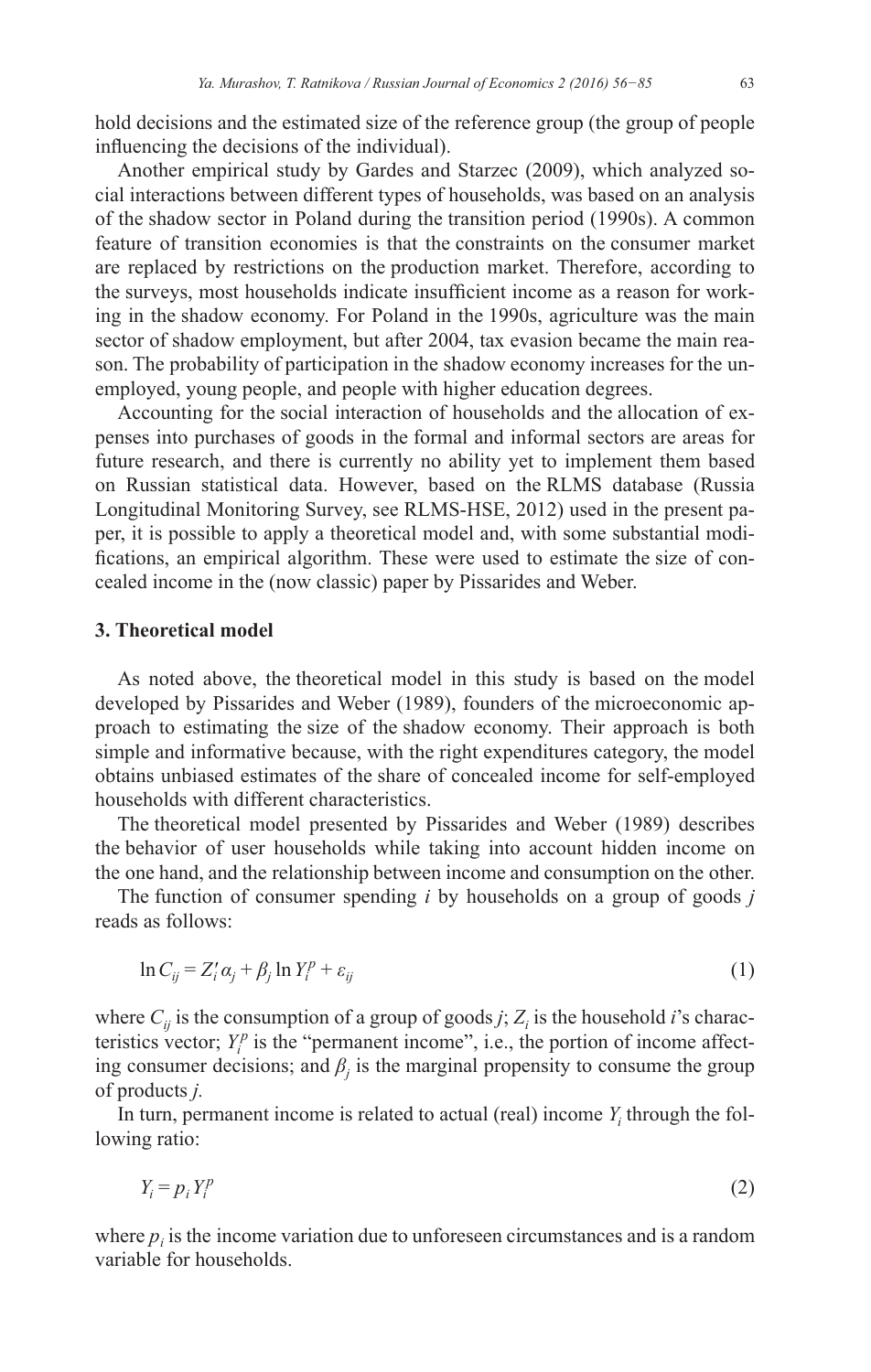hold decisions and the estimated size of the reference group (the group of people influencing the decisions of the individual).

Another empirical study by Gardes and Starzec (2009), which analyzed social interactions between different types of households, was based on an analysis of the shadow sector in Poland during the transition period (1990s). A common feature of transition economies is that the constraints on the consumer market are replaced by restrictions on the production market. Therefore, according to the surveys, most households indicate insufficient income as a reason for working in the shadow economy. For Poland in the 1990s, agriculture was the main sector of shadow employment, but after 2004, tax evasion became the main reason. The probability of participation in the shadow economy increases for the unemployed, young people, and people with higher education degrees.

Accounting for the social interaction of households and the allocation of expenses into purchases of goods in the formal and informal sectors are areas for future research, and there is currently no ability yet to implement them based on Russian statistical data. However, based on the RLMS database (Russia Longitudinal Monitoring Survey, see RLMS-HSE, 2012) used in the present paper, it is possible to apply a theoretical model and, with some substantial modifications, an empirical algorithm. These were used to estimate the size of concealed income in the (now classic) paper by Pissarides and Weber.

## 3. Theoretical model

As noted above, the theoretical model in this study is based on the model developed by Pissarides and Weber (1989), founders of the microeconomic approach to estimating the size of the shadow economy. Their approach is both simple and informative because, with the right expenditures category, the model obtains unbiased estimates of the share of concealed income for self-employed households with different characteristics.

The theoretical model presented by Pissarides and Weber (1989) describes the behavior of user households while taking into account hidden income on the one hand, and the relationship between income and consumption on the other.

The function of consumer spending *i* by households on a group of goods *j* reads as follows:

$$\ln C_{ij} = Z_i' \alpha_j + \beta_j \ln Y_i^p + \varepsilon_{ij} \tag{1}$$

where $C_{ij}$ is the consumption of a group of goods $j$; $Z_i$ is the household $i$'s characteristics vector; $Y_i^p$ is the "permanent income", i.e., the portion of income affecting consumer decisions; and $\beta_j$ is the marginal propensity to consume the group of products $j$.

In turn, permanent income is related to actual (real) income $Y_i$ through the following ratio:

$$Y_i = p_i Y_i^p \tag{2}$$

where $p_i$ is the income variation due to unforeseen circumstances and is a random variable for households.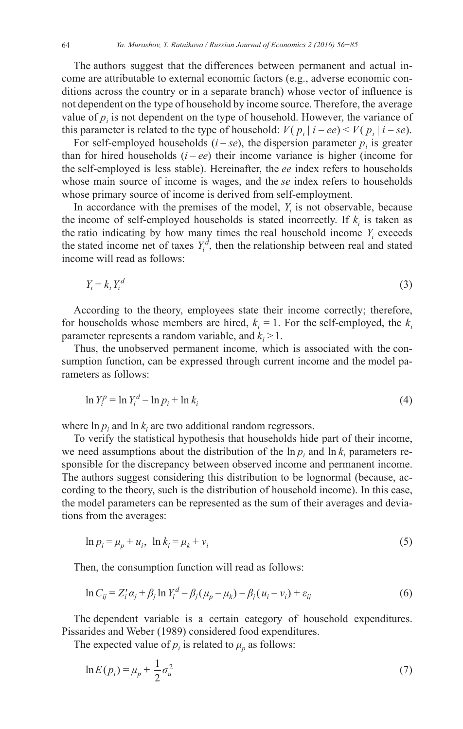The authors suggest that the differences between permanent and actual income are attributable to external economic factors (e.g., adverse economic conditions across the country or in a separate branch) whose vector of influence is not dependent on the type of household by income source. Therefore, the average value of $p_i$ is not dependent on the type of household. However, the variance of this parameter is related to the type of household: $V(p_i \mid i - ee) < V(p_i \mid i - se)$.

For self-employed households ($i - se$), the dispersion parameter $p_i$ is greater than for hired households ($i - ee$) their income variance is higher (income for the self-employed is less stable). Hereinafter, the *ee* index refers to households whose main source of income is wages, and the *se* index refers to households whose primary source of income is derived from self-employment.

In accordance with the premises of the model, $Y_i$ is not observable, because the income of self-employed households is stated incorrectly. If $k_i$ is taken as the ratio indicating by how many times the real household income $Y_i$ exceeds the stated income net of taxes $Y_i^d$, then the relationship between real and stated income will read as follows:

$$Y_i = k_i Y_i^d \tag{3}$$

According to the theory, employees state their income correctly; therefore, for households whose members are hired, $k_i = 1$. For the self-employed, the $k_i$ parameter represents a random variable, and $k_i > 1$.

Thus, the unobserved permanent income, which is associated with the consumption function, can be expressed through current income and the model parameters as follows:

$$\ln Y_i^p = \ln Y_i^d - \ln p_i + \ln k_i \tag{4}$$

where $\ln p_i$ and $\ln k_i$ are two additional random regressors.

To verify the statistical hypothesis that households hide part of their income, we need assumptions about the distribution of the $\ln p_i$ and $\ln k_i$ parameters responsible for the discrepancy between observed income and permanent income. The authors suggest considering this distribution to be lognormal (because, according to the theory, such is the distribution of household income). In this case, the model parameters can be represented as the sum of their averages and deviations from the averages:

$$\ln p_i = \mu_p + u_i, \;\; \ln k_i = \mu_k + v_i \tag{5}$$

Then, the consumption function will read as follows:

$$\ln C_{ij} = Z_i' \alpha_j + \beta_j \ln Y_i^d - \beta_j (\mu_p - \mu_k) - \beta_j (u_i - v_i) + \varepsilon_{ij} \tag{6}$$

The dependent variable is a certain category of household expenditures. Pissarides and Weber (1989) considered food expenditures.

The expected value of $p_i$ is related to $\mu_p$ as follows:

$$\ln E(p_i) = \mu_p + \frac{1}{2}\sigma_u^2 \tag{7}$$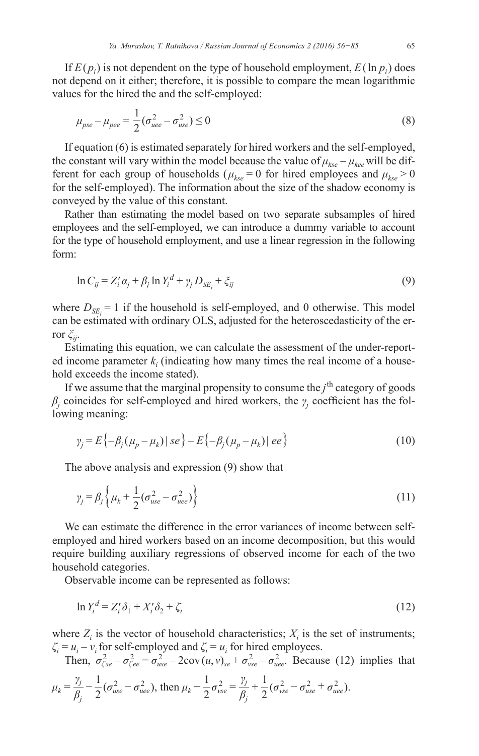If $E(p_i)$ is not dependent on the type of household employment, $E(\ln p_i)$ does not depend on it either; therefore, it is possible to compare the mean logarithmic values for the hired the and the self-employed:

$$\mu_{pse} - \mu_{pee} = \frac{1}{2}(\sigma_{uee}^2 - \sigma_{use}^2) \leq 0 \tag{8}$$

If equation (6) is estimated separately for hired workers and the self-employed, the constant will vary within the model because the value of $\mu_{kse} - \mu_{kee}$ will be different for each group of households ($\mu_{kse} = 0$ for hired employees and $\mu_{kse} > 0$ for the self-employed). The information about the size of the shadow economy is conveyed by the value of this constant.

Rather than estimating the model based on two separate subsamples of hired employees and the self-employed, we can introduce a dummy variable to account for the type of household employment, and use a linear regression in the following form:

$$\ln C_{ij} = Z_i' \alpha_j + \beta_j \ln Y_i^d + \gamma_j D_{SE_i} + \xi_{ij} \tag{9}$$

where $D_{SE_i} = 1$ if the household is self-employed, and 0 otherwise. This model can be estimated with ordinary OLS, adjusted for the heteroscedasticity of the error $\xi_{ij}$.

Estimating this equation, we can calculate the assessment of the under-reported income parameter $k_i$ (indicating how many times the real income of a household exceeds the income stated).

If we assume that the marginal propensity to consume the $j^{\text{th}}$ category of goods $\beta_j$ coincides for self-employed and hired workers, the $\gamma_j$ coefficient has the following meaning:

$$\gamma_j = E\left\{-\beta_j(\mu_p - \mu_k) \mid se\right\} - E\left\{-\beta_j(\mu_p - \mu_k) \mid ee\right\} \tag{10}$$

The above analysis and expression (9) show that

$$\gamma_j = \beta_j \left\{ \mu_k + \frac{1}{2}(\sigma_{use}^2 - \sigma_{uee}^2) \right\} \tag{11}$$

We can estimate the difference in the error variances of income between self-employed and hired workers based on an income decomposition, but this would require building auxiliary regressions of observed income for each of the two household categories.

Observable income can be represented as follows:

$$\ln Y_i^d = Z_i' \delta_1 + X_i' \delta_2 + \zeta_i \tag{12}$$

where $Z_i$ is the vector of household characteristics; $X_i$ is the set of instruments; $\zeta_i = u_i - v_i$ for self-employed and $\zeta_i = u_i$ for hired employees.

Then, $\sigma_{\zeta se}^2 - \sigma_{\zeta ee}^2 = \sigma_{use}^2 - 2\operatorname{cov}(u, v)_{se} + \sigma_{vse}^2 - \sigma_{uee}^2$. Because (12) implies that $\mu_k = \dfrac{\gamma_j}{\beta_j} - \dfrac{1}{2}(\sigma_{use}^2 - \sigma_{uee}^2)$, then $\mu_k + \dfrac{1}{2}\sigma_{vse}^2 = \dfrac{\gamma_j}{\beta_j} + \dfrac{1}{2}(\sigma_{vse}^2 - \sigma_{use}^2 + \sigma_{uee}^2)$.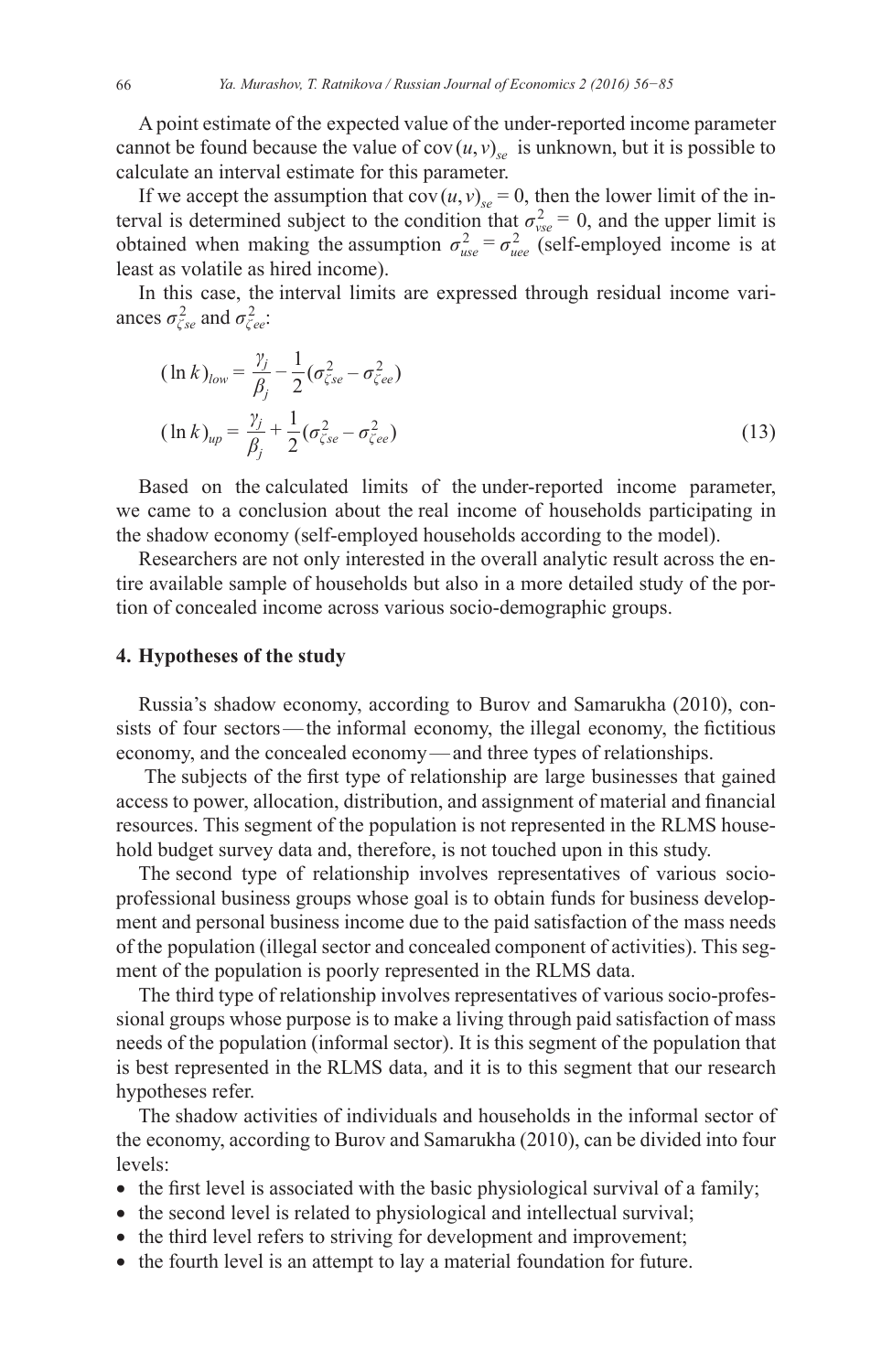A point estimate of the expected value of the under-reported income parameter cannot be found because the value of $\operatorname{cov}(u, v)_{se}$ is unknown, but it is possible to calculate an interval estimate for this parameter.

If we accept the assumption that $\operatorname{cov}(u, v)_{se} = 0$, then the lower limit of the interval is determined subject to the condition that $\sigma_{vse}^2 = 0$, and the upper limit is obtained when making the assumption $\sigma_{use}^2 = \sigma_{uee}^2$ (self-employed income is at least as volatile as hired income).

In this case, the interval limits are expressed through residual income variances $\sigma_{\zeta se}^2$ and $\sigma_{\zeta ee}^2$:

$$
\begin{aligned}
(\ln k)_{low} &= \frac{\gamma_j}{\beta_j} - \frac{1}{2}(\sigma_{\zeta se}^2 - \sigma_{\zeta ee}^2) \\
(\ln k)_{up} &= \frac{\gamma_j}{\beta_j} + \frac{1}{2}(\sigma_{\zeta se}^2 - \sigma_{\zeta ee}^2)
\end{aligned}
\tag{13}
$$

Based on the calculated limits of the under-reported income parameter, we came to a conclusion about the real income of households participating in the shadow economy (self-employed households according to the model).

Researchers are not only interested in the overall analytic result across the entire available sample of households but also in a more detailed study of the portion of concealed income across various socio-demographic groups.

## 4. Hypotheses of the study

Russia's shadow economy, according to Burov and Samarukha (2010), consists of four sectors — the informal economy, the illegal economy, the fictitious economy, and the concealed economy — and three types of relationships.

The subjects of the first type of relationship are large businesses that gained access to power, allocation, distribution, and assignment of material and financial resources. This segment of the population is not represented in the RLMS household budget survey data and, therefore, is not touched upon in this study.

The second type of relationship involves representatives of various socio-professional business groups whose goal is to obtain funds for business development and personal business income due to the paid satisfaction of the mass needs of the population (illegal sector and concealed component of activities). This segment of the population is poorly represented in the RLMS data.

The third type of relationship involves representatives of various socio-professional groups whose purpose is to make a living through paid satisfaction of mass needs of the population (informal sector). It is this segment of the population that is best represented in the RLMS data, and it is to this segment that our research hypotheses refer.

The shadow activities of individuals and households in the informal sector of the economy, according to Burov and Samarukha (2010), can be divided into four levels:

- the first level is associated with the basic physiological survival of a family;
- the second level is related to physiological and intellectual survival;
- the third level refers to striving for development and improvement;
- the fourth level is an attempt to lay a material foundation for future.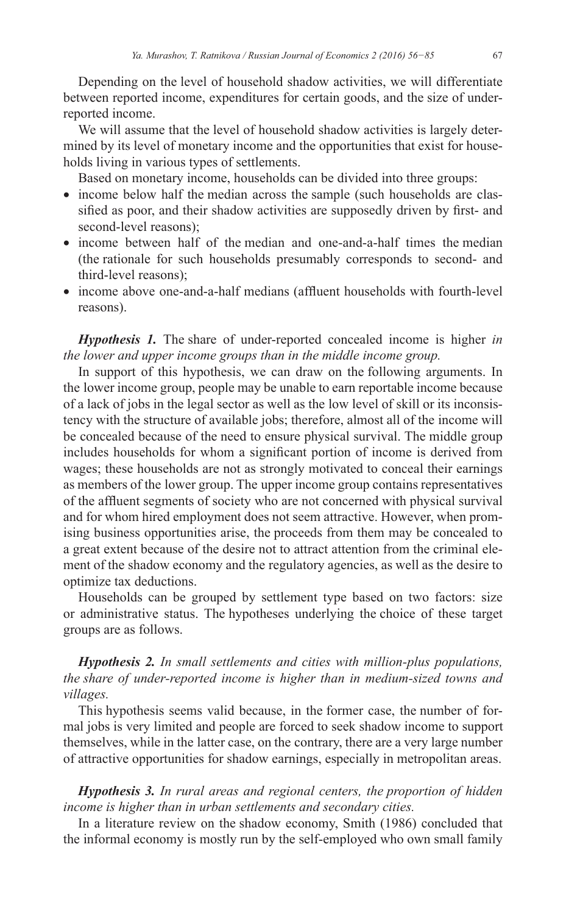Depending on the level of household shadow activities, we will differentiate between reported income, expenditures for certain goods, and the size of under-reported income.

We will assume that the level of household shadow activities is largely determined by its level of monetary income and the opportunities that exist for households living in various types of settlements.

Based on monetary income, households can be divided into three groups:

- income below half the median across the sample (such households are classified as poor, and their shadow activities are supposedly driven by first- and second-level reasons);
- income between half of the median and one-and-a-half times the median (the rationale for such households presumably corresponds to second- and third-level reasons);
- income above one-and-a-half medians (affluent households with fourth-level reasons).

***Hypothesis 1.*** The share of under-reported concealed income is higher *in the lower and upper income groups than in the middle income group.*

In support of this hypothesis, we can draw on the following arguments. In the lower income group, people may be unable to earn reportable income because of a lack of jobs in the legal sector as well as the low level of skill or its inconsistency with the structure of available jobs; therefore, almost all of the income will be concealed because of the need to ensure physical survival. The middle group includes households for whom a significant portion of income is derived from wages; these households are not as strongly motivated to conceal their earnings as members of the lower group. The upper income group contains representatives of the affluent segments of society who are not concerned with physical survival and for whom hired employment does not seem attractive. However, when promising business opportunities arise, the proceeds from them may be concealed to a great extent because of the desire not to attract attention from the criminal element of the shadow economy and the regulatory agencies, as well as the desire to optimize tax deductions.

Households can be grouped by settlement type based on two factors: size or administrative status. The hypotheses underlying the choice of these target groups are as follows.

***Hypothesis 2.*** *In small settlements and cities with million-plus populations, the share of under-reported income is higher than in medium-sized towns and villages.*

This hypothesis seems valid because, in the former case, the number of formal jobs is very limited and people are forced to seek shadow income to support themselves, while in the latter case, on the contrary, there are a very large number of attractive opportunities for shadow earnings, especially in metropolitan areas.

***Hypothesis 3.*** *In rural areas and regional centers, the proportion of hidden income is higher than in urban settlements and secondary cities.*

In a literature review on the shadow economy, Smith (1986) concluded that the informal economy is mostly run by the self-employed who own small family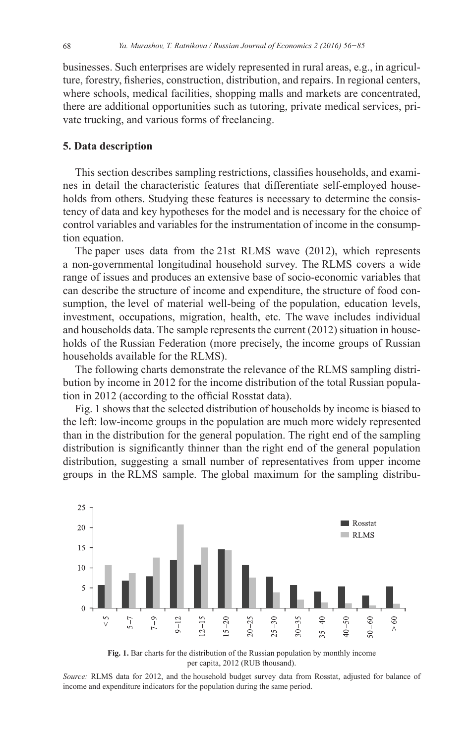businesses. Such enterprises are widely represented in rural areas, e.g., in agriculture, forestry, fisheries, construction, distribution, and repairs. In regional centers, where schools, medical facilities, shopping malls and markets are concentrated, there are additional opportunities such as tutoring, private medical services, private trucking, and various forms of freelancing.

## 5. Data description

This section describes sampling restrictions, classifies households, and examines in detail the characteristic features that differentiate self-employed households from others. Studying these features is necessary to determine the consistency of data and key hypotheses for the model and is necessary for the choice of control variables and variables for the instrumentation of income in the consumption equation.

The paper uses data from the 21st RLMS wave (2012), which represents a non-governmental longitudinal household survey. The RLMS covers a wide range of issues and produces an extensive base of socio-economic variables that can describe the structure of income and expenditure, the structure of food consumption, the level of material well-being of the population, education levels, investment, occupations, migration, health, etc. The wave includes individual and households data. The sample represents the current (2012) situation in households of the Russian Federation (more precisely, the income groups of Russian households available for the RLMS).

The following charts demonstrate the relevance of the RLMS sampling distribution by income in 2012 for the income distribution of the total Russian population in 2012 (according to the official Rosstat data).

Fig. 1 shows that the selected distribution of households by income is biased to the left: low-income groups in the population are much more widely represented than in the distribution for the general population. The right end of the sampling distribution is significantly thinner than the right end of the general population distribution, suggesting a small number of representatives from upper income groups in the RLMS sample. The global maximum for the sampling distribu-

**Fig. 1.** Bar charts for the distribution of the Russian population by monthly income per capita, 2012 (RUB thousand).

*Source:* RLMS data for 2012, and the household budget survey data from Rosstat, adjusted for balance of income and expenditure indicators for the population during the same period.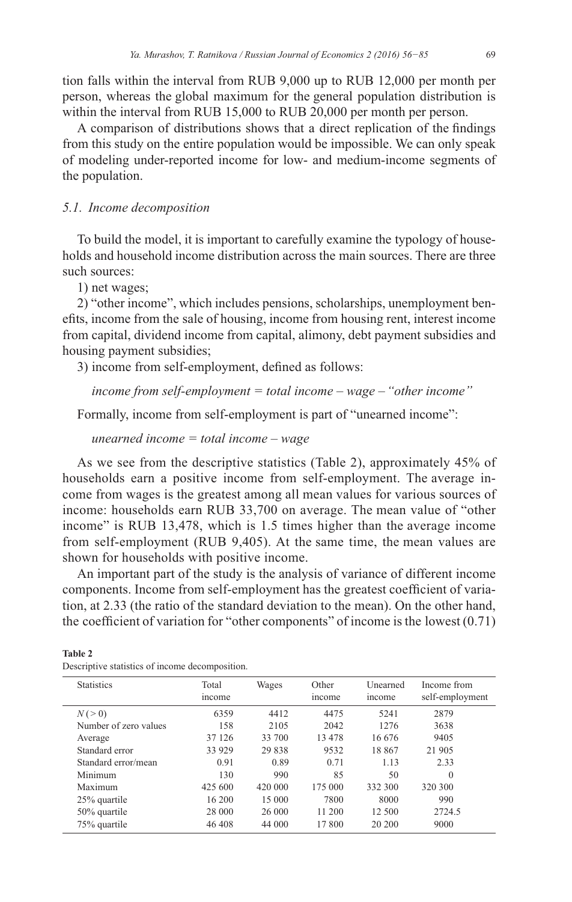tion falls within the interval from RUB 9,000 up to RUB 12,000 per month per person, whereas the global maximum for the general population distribution is within the interval from RUB 15,000 to RUB 20,000 per month per person.

A comparison of distributions shows that a direct replication of the findings from this study on the entire population would be impossible. We can only speak of modeling under-reported income for low- and medium-income segments of the population.

### *5.1. Income decomposition*

To build the model, it is important to carefully examine the typology of households and household income distribution across the main sources. There are three such sources:

1) net wages;

2) "other income", which includes pensions, scholarships, unemployment benefits, income from the sale of housing, income from housing rent, interest income from capital, dividend income from capital, alimony, debt payment subsidies and housing payment subsidies;

3) income from self-employment, defined as follows:

*income from self-employment = total income – wage – "other income"*

Formally, income from self-employment is part of "unearned income":

*unearned income = total income – wage*

As we see from the descriptive statistics (Table 2), approximately 45% of households earn a positive income from self-employment. The average income from wages is the greatest among all mean values for various sources of income: households earn RUB 33,700 on average. The mean value of "other income" is RUB 13,478, which is 1.5 times higher than the average income from self-employment (RUB 9,405). At the same time, the mean values are shown for households with positive income.

An important part of the study is the analysis of variance of different income components. Income from self-employment has the greatest coefficient of variation, at 2.33 (the ratio of the standard deviation to the mean). On the other hand, the coefficient of variation for "other components" of income is the lowest (0.71)

**Table 2**
Descriptive statistics of income decomposition.

| Statistics | Total income | Wages | Other income | Unearned income | Income from self-employment |
|---|---|---|---|---|---|
| $N(>0)$ | 6359 | 4412 | 4475 | 5241 | 2879 |
| Number of zero values | 158 | 2105 | 2042 | 1276 | 3638 |
| Average | 37 126 | 33 700 | 13 478 | 16 676 | 9405 |
| Standard error | 33 929 | 29 838 | 9532 | 18 867 | 21 905 |
| Standard error/mean | 0.91 | 0.89 | 0.71 | 1.13 | 2.33 |
| Minimum | 130 | 990 | 85 | 50 | 0 |
| Maximum | 425 600 | 420 000 | 175 000 | 332 300 | 320 300 |
| 25% quartile | 16 200 | 15 000 | 7800 | 8000 | 990 |
| 50% quartile | 28 000 | 26 000 | 11 200 | 12 500 | 2724.5 |
| 75% quartile | 46 408 | 44 000 | 17 800 | 20 200 | 9000 |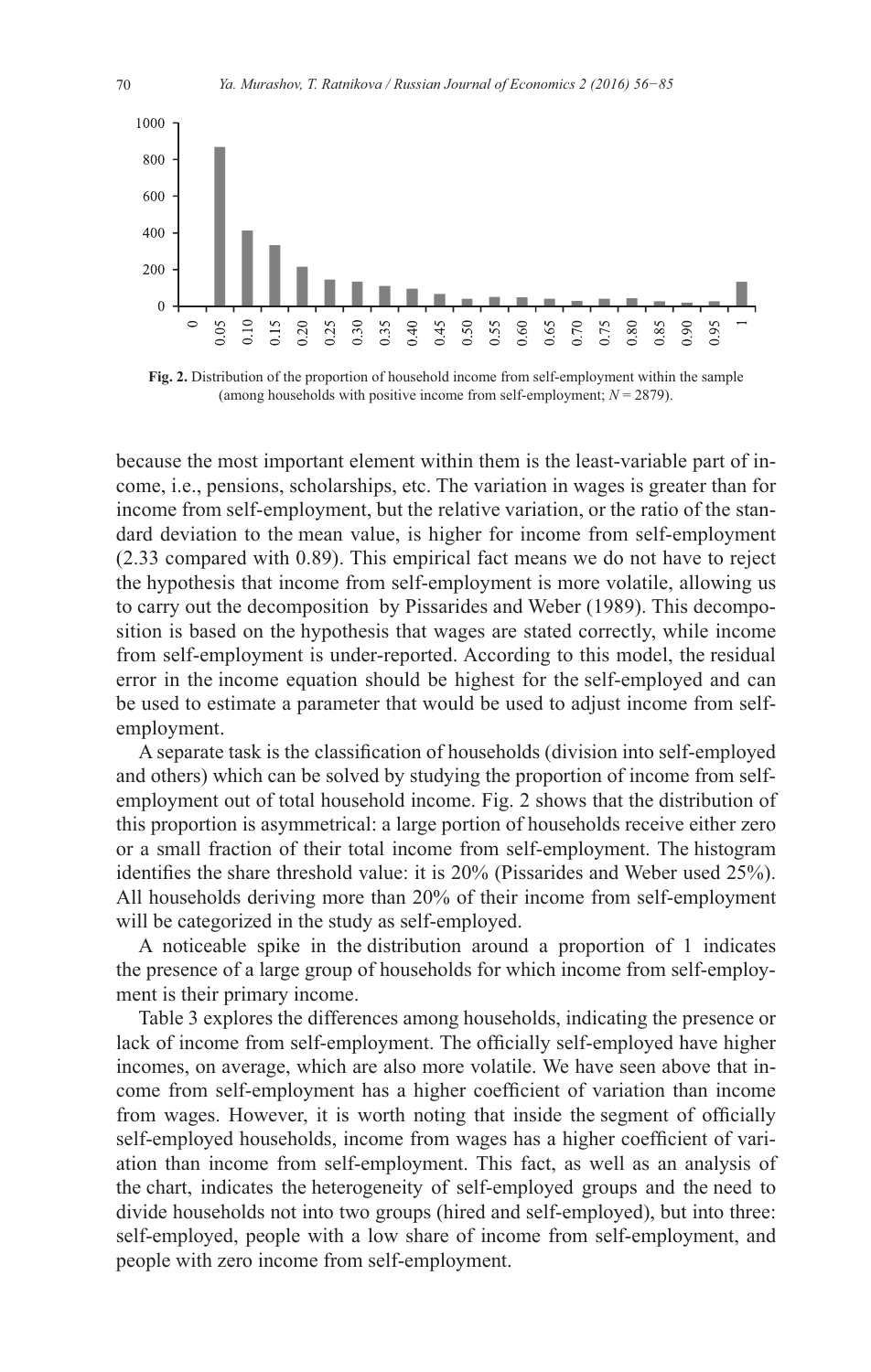**Fig. 2.** Distribution of the proportion of household income from self-employment within the sample (among households with positive income from self-employment; $N = 2879$).

because the most important element within them is the least-variable part of income, i.e., pensions, scholarships, etc. The variation in wages is greater than for income from self-employment, but the relative variation, or the ratio of the standard deviation to the mean value, is higher for income from self-employment (2.33 compared with 0.89). This empirical fact means we do not have to reject the hypothesis that income from self-employment is more volatile, allowing us to carry out the decomposition by Pissarides and Weber (1989). This decomposition is based on the hypothesis that wages are stated correctly, while income from self-employment is under-reported. According to this model, the residual error in the income equation should be highest for the self-employed and can be used to estimate a parameter that would be used to adjust income from self-employment.

A separate task is the classification of households (division into self-employed and others) which can be solved by studying the proportion of income from self-employment out of total household income. Fig. 2 shows that the distribution of this proportion is asymmetrical: a large portion of households receive either zero or a small fraction of their total income from self-employment. The histogram identifies the share threshold value: it is 20% (Pissarides and Weber used 25%). All households deriving more than 20% of their income from self-employment will be categorized in the study as self-employed.

A noticeable spike in the distribution around a proportion of 1 indicates the presence of a large group of households for which income from self-employment is their primary income.

Table 3 explores the differences among households, indicating the presence or lack of income from self-employment. The officially self-employed have higher incomes, on average, which are also more volatile. We have seen above that income from self-employment has a higher coefficient of variation than income from wages. However, it is worth noting that inside the segment of officially self-employed households, income from wages has a higher coefficient of variation than income from self-employment. This fact, as well as an analysis of the chart, indicates the heterogeneity of self-employed groups and the need to divide households not into two groups (hired and self-employed), but into three: self-employed, people with a low share of income from self-employment, and people with zero income from self-employment.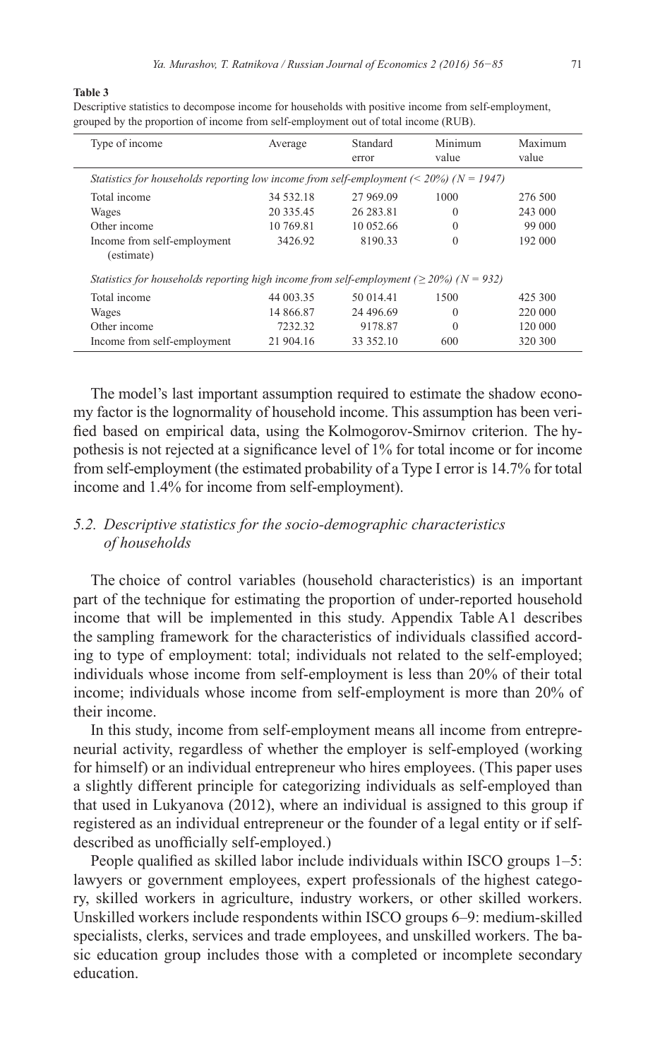**Table 3**

Descriptive statistics to decompose income for households with positive income from self-employment, grouped by the proportion of income from self-employment out of total income (RUB).

| Type of income | Average | Standard error | Minimum value | Maximum value |
|---|---|---|---|---|
| *Statistics for households reporting low income from self-employment (< 20%) (N = 1947)* | | | | |
| Total income | 34 532.18 | 27 969.09 | 1000 | 276 500 |
| Wages | 20 335.45 | 26 283.81 | 0 | 243 000 |
| Other income | 10 769.81 | 10 052.66 | 0 | 99 000 |
| Income from self-employment (estimate) | 3426.92 | 8190.33 | 0 | 192 000 |
| *Statistics for households reporting high income from self-employment (≥ 20%) (N = 932)* | | | | |
| Total income | 44 003.35 | 50 014.41 | 1500 | 425 300 |
| Wages | 14 866.87 | 24 496.69 | 0 | 220 000 |
| Other income | 7232.32 | 9178.87 | 0 | 120 000 |
| Income from self-employment | 21 904.16 | 33 352.10 | 600 | 320 300 |

The model's last important assumption required to estimate the shadow economy factor is the lognormality of household income. This assumption has been verified based on empirical data, using the Kolmogorov-Smirnov criterion. The hypothesis is not rejected at a significance level of 1% for total income or for income from self-employment (the estimated probability of a Type I error is 14.7% for total income and 1.4% for income from self-employment).

### 5.2. Descriptive statistics for the socio-demographic characteristics of households

The choice of control variables (household characteristics) is an important part of the technique for estimating the proportion of under-reported household income that will be implemented in this study. Appendix Table A1 describes the sampling framework for the characteristics of individuals classified according to type of employment: total; individuals not related to the self-employed; individuals whose income from self-employment is less than 20% of their total income; individuals whose income from self-employment is more than 20% of their income.

In this study, income from self-employment means all income from entrepreneurial activity, regardless of whether the employer is self-employed (working for himself) or an individual entrepreneur who hires employees. (This paper uses a slightly different principle for categorizing individuals as self-employed than that used in Lukyanova (2012), where an individual is assigned to this group if registered as an individual entrepreneur or the founder of a legal entity or if self-described as unofficially self-employed.)

People qualified as skilled labor include individuals within ISCO groups 1–5: lawyers or government employees, expert professionals of the highest category, skilled workers in agriculture, industry workers, or other skilled workers. Unskilled workers include respondents within ISCO groups 6–9: medium-skilled specialists, clerks, services and trade employees, and unskilled workers. The basic education group includes those with a completed or incomplete secondary education.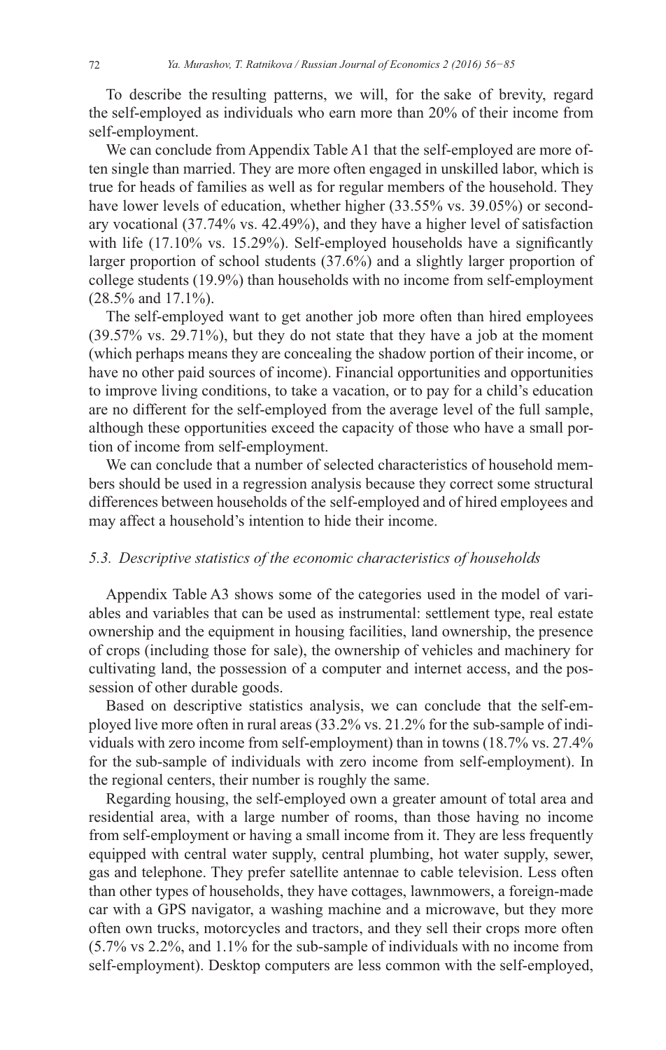To describe the resulting patterns, we will, for the sake of brevity, regard the self-employed as individuals who earn more than 20% of their income from self-employment.

We can conclude from Appendix Table A1 that the self-employed are more often single than married. They are more often engaged in unskilled labor, which is true for heads of families as well as for regular members of the household. They have lower levels of education, whether higher (33.55% vs. 39.05%) or secondary vocational (37.74% vs. 42.49%), and they have a higher level of satisfaction with life (17.10% vs. 15.29%). Self-employed households have a significantly larger proportion of school students (37.6%) and a slightly larger proportion of college students (19.9%) than households with no income from self-employment (28.5% and 17.1%).

The self-employed want to get another job more often than hired employees (39.57% vs. 29.71%), but they do not state that they have a job at the moment (which perhaps means they are concealing the shadow portion of their income, or have no other paid sources of income). Financial opportunities and opportunities to improve living conditions, to take a vacation, or to pay for a child's education are no different for the self-employed from the average level of the full sample, although these opportunities exceed the capacity of those who have a small portion of income from self-employment.

We can conclude that a number of selected characteristics of household members should be used in a regression analysis because they correct some structural differences between households of the self-employed and of hired employees and may affect a household's intention to hide their income.

### *5.3. Descriptive statistics of the economic characteristics of households*

Appendix Table A3 shows some of the categories used in the model of variables and variables that can be used as instrumental: settlement type, real estate ownership and the equipment in housing facilities, land ownership, the presence of crops (including those for sale), the ownership of vehicles and machinery for cultivating land, the possession of a computer and internet access, and the possession of other durable goods.

Based on descriptive statistics analysis, we can conclude that the self-employed live more often in rural areas (33.2% vs. 21.2% for the sub-sample of individuals with zero income from self-employment) than in towns (18.7% vs. 27.4% for the sub-sample of individuals with zero income from self-employment). In the regional centers, their number is roughly the same.

Regarding housing, the self-employed own a greater amount of total area and residential area, with a large number of rooms, than those having no income from self-employment or having a small income from it. They are less frequently equipped with central water supply, central plumbing, hot water supply, sewer, gas and telephone. They prefer satellite antennae to cable television. Less often than other types of households, they have cottages, lawnmowers, a foreign-made car with a GPS navigator, a washing machine and a microwave, but they more often own trucks, motorcycles and tractors, and they sell their crops more often (5.7% vs 2.2%, and 1.1% for the sub-sample of individuals with no income from self-employment). Desktop computers are less common with the self-employed,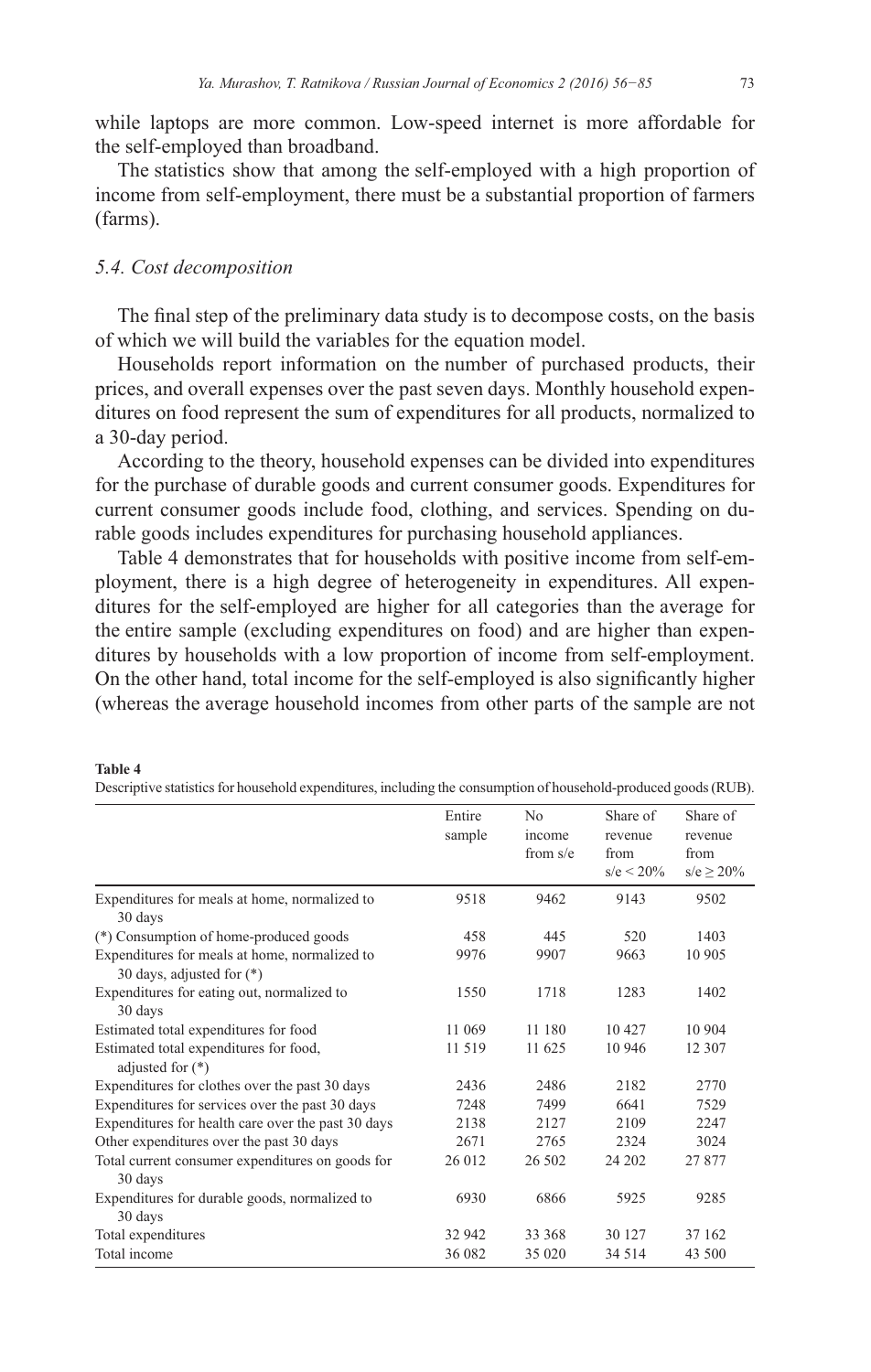while laptops are more common. Low-speed internet is more affordable for the self-employed than broadband.

The statistics show that among the self-employed with a high proportion of income from self-employment, there must be a substantial proportion of farmers (farms).

### *5.4. Cost decomposition*

The final step of the preliminary data study is to decompose costs, on the basis of which we will build the variables for the equation model.

Households report information on the number of purchased products, their prices, and overall expenses over the past seven days. Monthly household expenditures on food represent the sum of expenditures for all products, normalized to a 30-day period.

According to the theory, household expenses can be divided into expenditures for the purchase of durable goods and current consumer goods. Expenditures for current consumer goods include food, clothing, and services. Spending on durable goods includes expenditures for purchasing household appliances.

Table 4 demonstrates that for households with positive income from self-employment, there is a high degree of heterogeneity in expenditures. All expenditures for the self-employed are higher for all categories than the average for the entire sample (excluding expenditures on food) and are higher than expenditures by households with a low proportion of income from self-employment. On the other hand, total income for the self-employed is also significantly higher (whereas the average household incomes from other parts of the sample are not

**Table 4**
Descriptive statistics for household expenditures, including the consumption of household-produced goods (RUB).

| | Entire sample | No income from s/e | Share of revenue from s/e < 20% | Share of revenue from s/e ≥ 20% |
|---|---|---|---|---|
| Expenditures for meals at home, normalized to 30 days | 9518 | 9462 | 9143 | 9502 |
| (*) Consumption of home-produced goods | 458 | 445 | 520 | 1403 |
| Expenditures for meals at home, normalized to 30 days, adjusted for (*) | 9976 | 9907 | 9663 | 10 905 |
| Expenditures for eating out, normalized to 30 days | 1550 | 1718 | 1283 | 1402 |
| Estimated total expenditures for food | 11 069 | 11 180 | 10 427 | 10 904 |
| Estimated total expenditures for food, adjusted for (*) | 11 519 | 11 625 | 10 946 | 12 307 |
| Expenditures for clothes over the past 30 days | 2436 | 2486 | 2182 | 2770 |
| Expenditures for services over the past 30 days | 7248 | 7499 | 6641 | 7529 |
| Expenditures for health care over the past 30 days | 2138 | 2127 | 2109 | 2247 |
| Other expenditures over the past 30 days | 2671 | 2765 | 2324 | 3024 |
| Total current consumer expenditures on goods for 30 days | 26 012 | 26 502 | 24 202 | 27 877 |
| Expenditures for durable goods, normalized to 30 days | 6930 | 6866 | 5925 | 9285 |
| Total expenditures | 32 942 | 33 368 | 30 127 | 37 162 |
| Total income | 36 082 | 35 020 | 34 514 | 43 500 |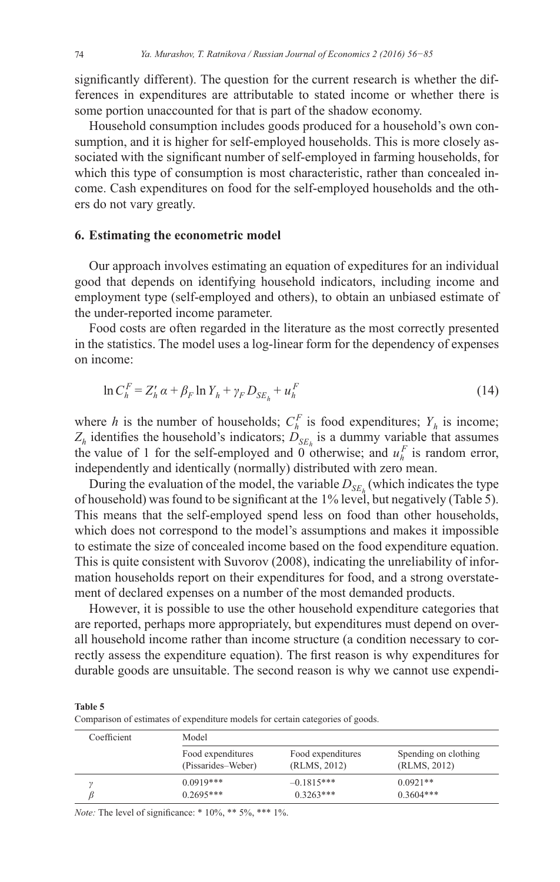significantly different). The question for the current research is whether the differences in expenditures are attributable to stated income or whether there is some portion unaccounted for that is part of the shadow economy.

Household consumption includes goods produced for a household's own consumption, and it is higher for self-employed households. This is more closely associated with the significant number of self-employed in farming households, for which this type of consumption is most characteristic, rather than concealed income. Cash expenditures on food for the self-employed households and the others do not vary greatly.

## 6. Estimating the econometric model

Our approach involves estimating an equation of expeditures for an individual good that depends on identifying household indicators, including income and employment type (self-employed and others), to obtain an unbiased estimate of the under-reported income parameter.

Food costs are often regarded in the literature as the most correctly presented in the statistics. The model uses a log-linear form for the dependency of expenses on income:

$$\ln C_h^F = Z_h' \alpha + \beta_F \ln Y_h + \gamma_F D_{SE_h} + u_h^F \tag{14}$$

where $h$ is the number of households; $C_h^F$ is food expenditures; $Y_h$ is income; $Z_h$ identifies the household's indicators; $D_{SE_h}$ is a dummy variable that assumes the value of 1 for the self-employed and 0 otherwise; and $u_h^F$ is random error, independently and identically (normally) distributed with zero mean.

During the evaluation of the model, the variable $D_{SE_h}$ (which indicates the type of household) was found to be significant at the 1% level, but negatively (Table 5). This means that the self-employed spend less on food than other households, which does not correspond to the model's assumptions and makes it impossible to estimate the size of concealed income based on the food expenditure equation. This is quite consistent with Suvorov (2008), indicating the unreliability of information households report on their expenditures for food, and a strong overstatement of declared expenses on a number of the most demanded products.

However, it is possible to use the other household expenditure categories that are reported, perhaps more appropriately, but expenditures must depend on overall household income rather than income structure (a condition necessary to correctly assess the expenditure equation). The first reason is why expenditures for durable goods are unsuitable. The second reason is why we cannot use expendi-

**Table 5**
Comparison of estimates of expenditure models for certain categories of goods.

| Coefficient | Model | | |
|---|---|---|---|
| | Food expenditures (Pissarides–Weber) | Food expenditures (RLMS, 2012) | Spending on clothing (RLMS, 2012) |
| $\gamma$ | 0.0919*** | –0.1815*** | 0.0921** |
| $\beta$ | 0.2695*** | 0.3263*** | 0.3604*** |

*Note:* The level of significance: * 10%, ** 5%, *** 1%.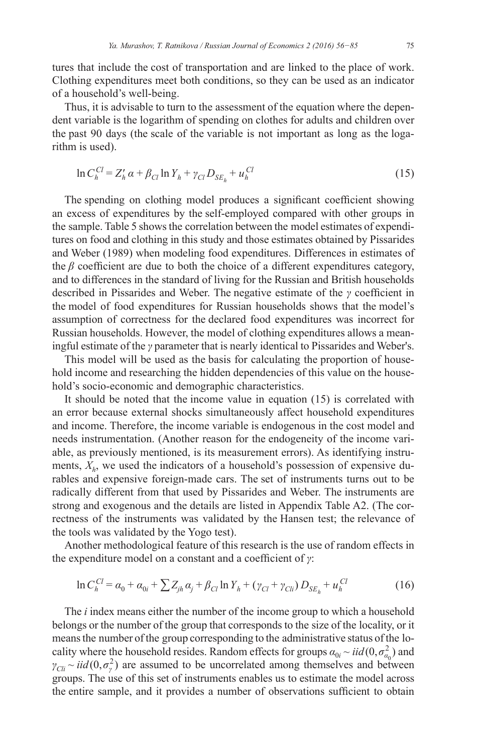tures that include the cost of transportation and are linked to the place of work. Clothing expenditures meet both conditions, so they can be used as an indicator of a household's well-being.

Thus, it is advisable to turn to the assessment of the equation where the dependent variable is the logarithm of spending on clothes for adults and children over the past 90 days (the scale of the variable is not important as long as the logarithm is used).

$$\ln C_h^{Cl} = Z_h' \alpha + \beta_{Cl} \ln Y_h + \gamma_{Cl} D_{SE_h} + u_h^{Cl} \tag{15}$$

The spending on clothing model produces a significant coefficient showing an excess of expenditures by the self-employed compared with other groups in the sample. Table 5 shows the correlation between the model estimates of expenditures on food and clothing in this study and those estimates obtained by Pissarides and Weber (1989) when modeling food expenditures. Differences in estimates of the $\beta$ coefficient are due to both the choice of a different expenditures category, and to differences in the standard of living for the Russian and British households described in Pissarides and Weber. The negative estimate of the $\gamma$ coefficient in the model of food expenditures for Russian households shows that the model's assumption of correctness for the declared food expenditures was incorrect for Russian households. However, the model of clothing expenditures allows a meaningful estimate of the $\gamma$ parameter that is nearly identical to Pissarides and Weber's.

This model will be used as the basis for calculating the proportion of household income and researching the hidden dependencies of this value on the household's socio-economic and demographic characteristics.

It should be noted that the income value in equation (15) is correlated with an error because external shocks simultaneously affect household expenditures and income. Therefore, the income variable is endogenous in the cost model and needs instrumentation. (Another reason for the endogeneity of the income variable, as previously mentioned, is its measurement errors). As identifying instruments, $X_h$, we used the indicators of a household's possession of expensive durables and expensive foreign-made cars. The set of instruments turns out to be radically different from that used by Pissarides and Weber. The instruments are strong and exogenous and the details are listed in Appendix Table A2. (The correctness of the instruments was validated by the Hansen test; the relevance of the tools was validated by the Yogo test).

Another methodological feature of this research is the use of random effects in the expenditure model on a constant and a coefficient of $\gamma$:

$$\ln C_h^{Cl} = \alpha_0 + \alpha_{0i} + \sum Z_{jh} \alpha_j + \beta_{Cl} \ln Y_h + (\gamma_{Cl} + \gamma_{Cli}) D_{SE_h} + u_h^{Cl} \tag{16}$$

The $i$ index means either the number of the income group to which a household belongs or the number of the group that corresponds to the size of the locality, or it means the number of the group corresponding to the administrative status of the locality where the household resides. Random effects for groups $\alpha_{0i} \sim iid(0, \sigma_{\alpha_0}^2)$ and $\gamma_{Cli} \sim iid(0, \sigma_\gamma^2)$ are assumed to be uncorrelated among themselves and between groups. The use of this set of instruments enables us to estimate the model across the entire sample, and it provides a number of observations sufficient to obtain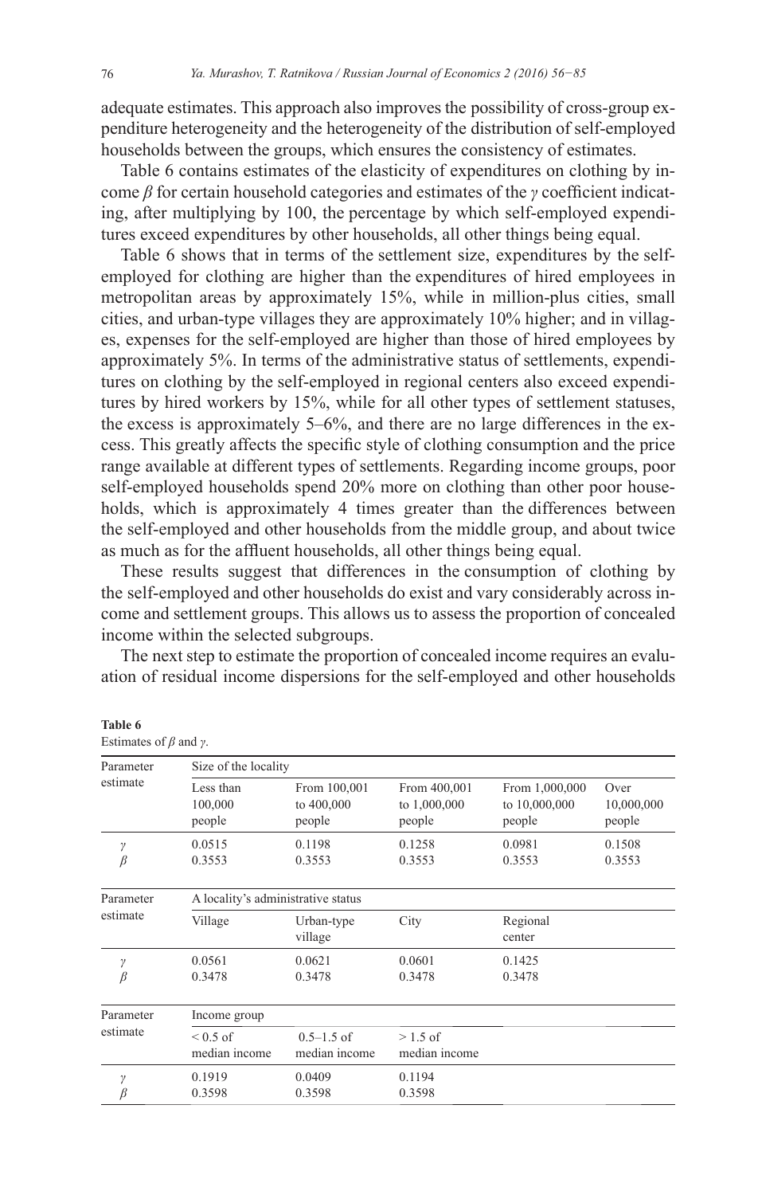adequate estimates. This approach also improves the possibility of cross-group expenditure heterogeneity and the heterogeneity of the distribution of self-employed households between the groups, which ensures the consistency of estimates.

Table 6 contains estimates of the elasticity of expenditures on clothing by income $\beta$ for certain household categories and estimates of the $\gamma$ coefficient indicating, after multiplying by 100, the percentage by which self-employed expenditures exceed expenditures by other households, all other things being equal.

Table 6 shows that in terms of the settlement size, expenditures by the self-employed for clothing are higher than the expenditures of hired employees in metropolitan areas by approximately 15%, while in million-plus cities, small cities, and urban-type villages they are approximately 10% higher; and in villages, expenses for the self-employed are higher than those of hired employees by approximately 5%. In terms of the administrative status of settlements, expenditures on clothing by the self-employed in regional centers also exceed expenditures by hired workers by 15%, while for all other types of settlement statuses, the excess is approximately 5–6%, and there are no large differences in the excess. This greatly affects the specific style of clothing consumption and the price range available at different types of settlements. Regarding income groups, poor self-employed households spend 20% more on clothing than other poor households, which is approximately 4 times greater than the differences between the self-employed and other households from the middle group, and about twice as much as for the affluent households, all other things being equal.

These results suggest that differences in the consumption of clothing by the self-employed and other households do exist and vary considerably across income and settlement groups. This allows us to assess the proportion of concealed income within the selected subgroups.

The next step to estimate the proportion of concealed income requires an evaluation of residual income dispersions for the self-employed and other households

**Table 6**
Estimates of $\beta$ and $\gamma$.

| Parameter estimate | Size of the locality | | | | |
|---|---|---|---|---|---|
| | Less than 100,000 people | From 100,001 to 400,000 people | From 400,001 to 1,000,000 people | From 1,000,000 to 10,000,000 people | Over 10,000,000 people |
| $\gamma$ | 0.0515 | 0.1198 | 0.1258 | 0.0981 | 0.1508 |
| $\beta$ | 0.3553 | 0.3553 | 0.3553 | 0.3553 | 0.3553 |
| **Parameter estimate** | **A locality's administrative status** | | | | |
| | Village | Urban-type village | City | Regional center | |
| $\gamma$ | 0.0561 | 0.0621 | 0.0601 | 0.1425 | |
| $\beta$ | 0.3478 | 0.3478 | 0.3478 | 0.3478 | |
| **Parameter estimate** | **Income group** | | | | |
| | < 0.5 of median income | 0.5–1.5 of median income | > 1.5 of median income | | |
| $\gamma$ | 0.1919 | 0.0409 | 0.1194 | | |
| $\beta$ | 0.3598 | 0.3598 | 0.3598 | | |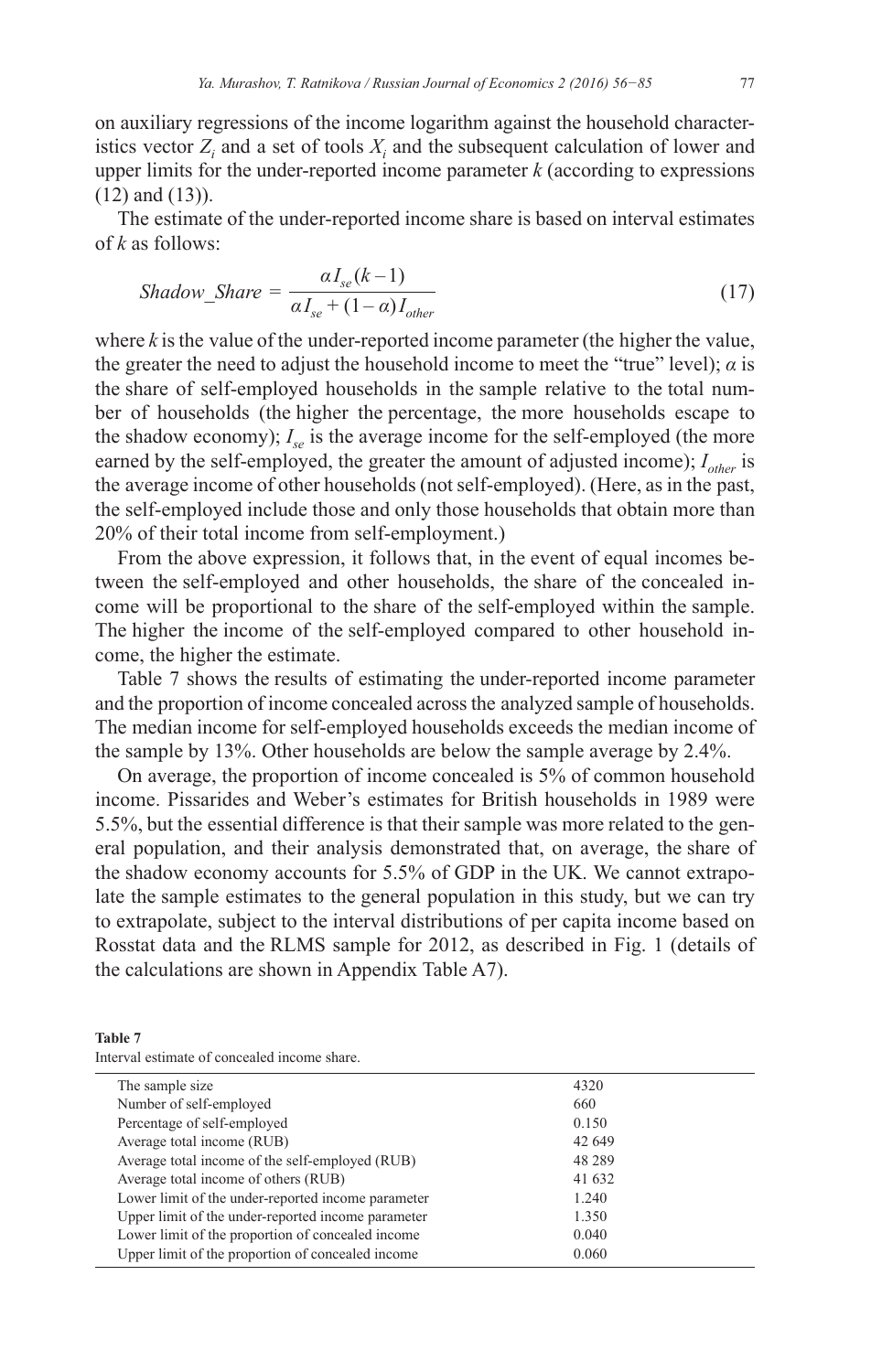on auxiliary regressions of the income logarithm against the household characteristics vector $Z_i$ and a set of tools $X_i$ and the subsequent calculation of lower and upper limits for the under-reported income parameter $k$ (according to expressions (12) and (13)).

The estimate of the under-reported income share is based on interval estimates of $k$ as follows:

$$Shadow\_Share = \frac{\alpha I_{se}(k-1)}{\alpha I_{se} + (1-\alpha) I_{other}} \tag{17}$$

where $k$ is the value of the under-reported income parameter (the higher the value, the greater the need to adjust the household income to meet the "true" level); $\alpha$ is the share of self-employed households in the sample relative to the total number of households (the higher the percentage, the more households escape to the shadow economy); $I_{se}$ is the average income for the self-employed (the more earned by the self-employed, the greater the amount of adjusted income); $I_{other}$ is the average income of other households (not self-employed). (Here, as in the past, the self-employed include those and only those households that obtain more than 20% of their total income from self-employment.)

From the above expression, it follows that, in the event of equal incomes between the self-employed and other households, the share of the concealed income will be proportional to the share of the self-employed within the sample. The higher the income of the self-employed compared to other household income, the higher the estimate.

Table 7 shows the results of estimating the under-reported income parameter and the proportion of income concealed across the analyzed sample of households. The median income for self-employed households exceeds the median income of the sample by 13%. Other households are below the sample average by 2.4%.

On average, the proportion of income concealed is 5% of common household income. Pissarides and Weber's estimates for British households in 1989 were 5.5%, but the essential difference is that their sample was more related to the general population, and their analysis demonstrated that, on average, the share of the shadow economy accounts for 5.5% of GDP in the UK. We cannot extrapolate the sample estimates to the general population in this study, but we can try to extrapolate, subject to the interval distributions of per capita income based on Rosstat data and the RLMS sample for 2012, as described in Fig. 1 (details of the calculations are shown in Appendix Table A7).

**Table 7**
Interval estimate of concealed income share.

| | |
|---|---|
| The sample size | 4320 |
| Number of self-employed | 660 |
| Percentage of self-employed | 0.150 |
| Average total income (RUB) | 42 649 |
| Average total income of the self-employed (RUB) | 48 289 |
| Average total income of others (RUB) | 41 632 |
| Lower limit of the under-reported income parameter | 1.240 |
| Upper limit of the under-reported income parameter | 1.350 |
| Lower limit of the proportion of concealed income | 0.040 |
| Upper limit of the proportion of concealed income | 0.060 |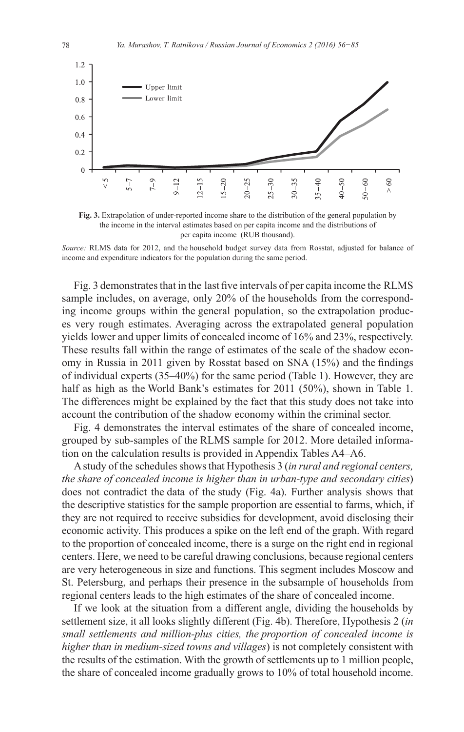**Fig. 3.** Extrapolation of under-reported income share to the distribution of the general population by the income in the interval estimates based on per capita income and the distributions of per capita income (RUB thousand).

*Source:* RLMS data for 2012, and the household budget survey data from Rosstat, adjusted for balance of income and expenditure indicators for the population during the same period.

Fig. 3 demonstrates that in the last five intervals of per capita income the RLMS sample includes, on average, only 20% of the households from the corresponding income groups within the general population, so the extrapolation produces very rough estimates. Averaging across the extrapolated general population yields lower and upper limits of concealed income of 16% and 23%, respectively. These results fall within the range of estimates of the scale of the shadow economy in Russia in 2011 given by Rosstat based on SNA (15%) and the findings of individual experts (35–40%) for the same period (Table 1). However, they are half as high as the World Bank's estimates for 2011 (50%), shown in Table 1. The differences might be explained by the fact that this study does not take into account the contribution of the shadow economy within the criminal sector.

Fig. 4 demonstrates the interval estimates of the share of concealed income, grouped by sub-samples of the RLMS sample for 2012. More detailed information on the calculation results is provided in Appendix Tables A4–A6.

A study of the schedules shows that Hypothesis 3 (*in rural and regional centers, the share of concealed income is higher than in urban-type and secondary cities*) does not contradict the data of the study (Fig. 4a). Further analysis shows that the descriptive statistics for the sample proportion are essential to farms, which, if they are not required to receive subsidies for development, avoid disclosing their economic activity. This produces a spike on the left end of the graph. With regard to the proportion of concealed income, there is a surge on the right end in regional centers. Here, we need to be careful drawing conclusions, because regional centers are very heterogeneous in size and functions. This segment includes Moscow and St. Petersburg, and perhaps their presence in the subsample of households from regional centers leads to the high estimates of the share of concealed income.

If we look at the situation from a different angle, dividing the households by settlement size, it all looks slightly different (Fig. 4b). Therefore, Hypothesis 2 (*in small settlements and million-plus cities, the proportion of concealed income is higher than in medium-sized towns and villages*) is not completely consistent with the results of the estimation. With the growth of settlements up to 1 million people, the share of concealed income gradually grows to 10% of total household income.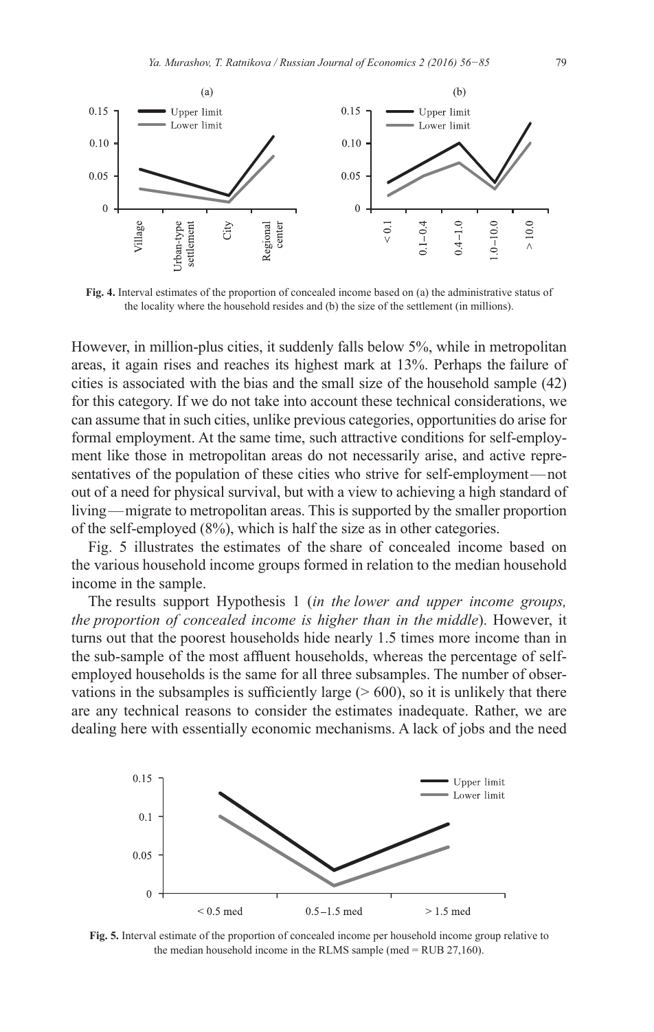Fig. 4. Interval estimates of the proportion of concealed income based on (a) the administrative status of the locality where the household resides and (b) the size of the settlement (in millions).

However, in million-plus cities, it suddenly falls below 5%, while in metropolitan areas, it again rises and reaches its highest mark at 13%. Perhaps the failure of cities is associated with the bias and the small size of the household sample (42) for this category. If we do not take into account these technical considerations, we can assume that in such cities, unlike previous categories, opportunities do arise for formal employment. At the same time, such attractive conditions for self-employment like those in metropolitan areas do not necessarily arise, and active representatives of the population of these cities who strive for self-employment — not out of a need for physical survival, but with a view to achieving a high standard of living — migrate to metropolitan areas. This is supported by the smaller proportion of the self-employed (8%), which is half the size as in other categories.

Fig. 5 illustrates the estimates of the share of concealed income based on the various household income groups formed in relation to the median household income in the sample.

The results support Hypothesis 1 (*in the lower and upper income groups, the proportion of concealed income is higher than in the middle*). However, it turns out that the poorest households hide nearly 1.5 times more income than in the sub-sample of the most affluent households, whereas the percentage of self-employed households is the same for all three subsamples. The number of observations in the subsamples is sufficiently large (> 600), so it is unlikely that there are any technical reasons to consider the estimates inadequate. Rather, we are dealing here with essentially economic mechanisms. A lack of jobs and the need

Fig. 5. Interval estimate of the proportion of concealed income per household income group relative to the median household income in the RLMS sample (med = RUB 27,160).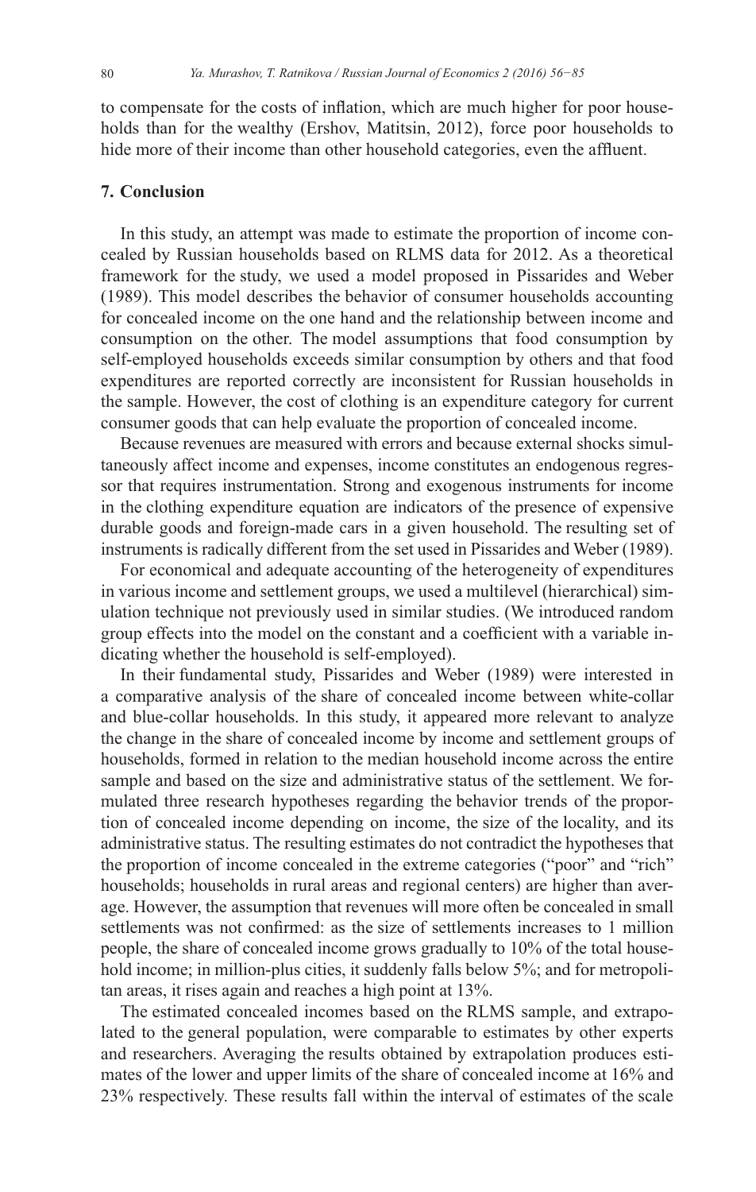to compensate for the costs of inflation, which are much higher for poor households than for the wealthy (Ershov, Matitsin, 2012), force poor households to hide more of their income than other household categories, even the affluent.

## 7. Conclusion

In this study, an attempt was made to estimate the proportion of income concealed by Russian households based on RLMS data for 2012. As a theoretical framework for the study, we used a model proposed in Pissarides and Weber (1989). This model describes the behavior of consumer households accounting for concealed income on the one hand and the relationship between income and consumption on the other. The model assumptions that food consumption by self-employed households exceeds similar consumption by others and that food expenditures are reported correctly are inconsistent for Russian households in the sample. However, the cost of clothing is an expenditure category for current consumer goods that can help evaluate the proportion of concealed income.

Because revenues are measured with errors and because external shocks simultaneously affect income and expenses, income constitutes an endogenous regressor that requires instrumentation. Strong and exogenous instruments for income in the clothing expenditure equation are indicators of the presence of expensive durable goods and foreign-made cars in a given household. The resulting set of instruments is radically different from the set used in Pissarides and Weber (1989).

For economical and adequate accounting of the heterogeneity of expenditures in various income and settlement groups, we used a multilevel (hierarchical) simulation technique not previously used in similar studies. (We introduced random group effects into the model on the constant and a coefficient with a variable indicating whether the household is self-employed).

In their fundamental study, Pissarides and Weber (1989) were interested in a comparative analysis of the share of concealed income between white-collar and blue-collar households. In this study, it appeared more relevant to analyze the change in the share of concealed income by income and settlement groups of households, formed in relation to the median household income across the entire sample and based on the size and administrative status of the settlement. We formulated three research hypotheses regarding the behavior trends of the proportion of concealed income depending on income, the size of the locality, and its administrative status. The resulting estimates do not contradict the hypotheses that the proportion of income concealed in the extreme categories ("poor" and "rich" households; households in rural areas and regional centers) are higher than average. However, the assumption that revenues will more often be concealed in small settlements was not confirmed: as the size of settlements increases to 1 million people, the share of concealed income grows gradually to 10% of the total household income; in million-plus cities, it suddenly falls below 5%; and for metropolitan areas, it rises again and reaches a high point at 13%.

The estimated concealed incomes based on the RLMS sample, and extrapolated to the general population, were comparable to estimates by other experts and researchers. Averaging the results obtained by extrapolation produces estimates of the lower and upper limits of the share of concealed income at 16% and 23% respectively. These results fall within the interval of estimates of the scale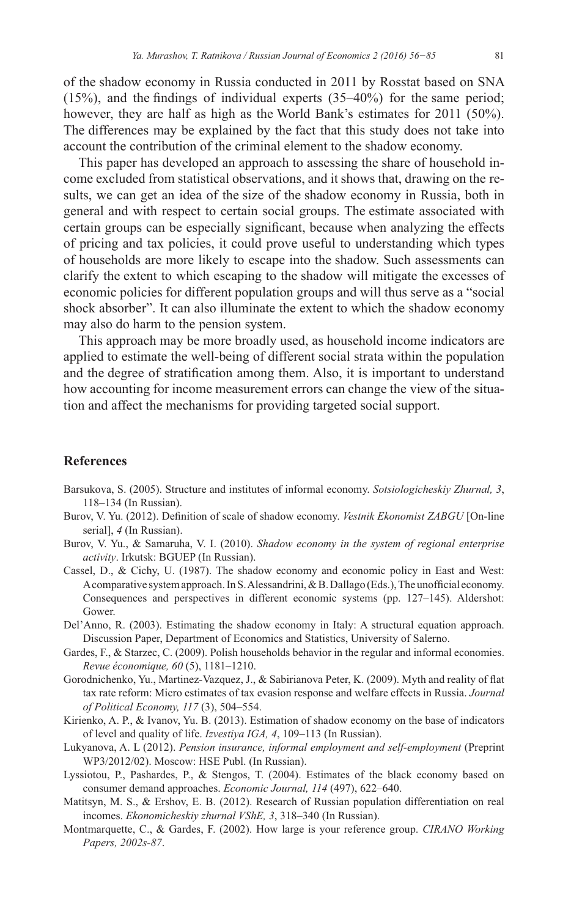of the shadow economy in Russia conducted in 2011 by Rosstat based on SNA (15%), and the findings of individual experts (35–40%) for the same period; however, they are half as high as the World Bank's estimates for 2011 (50%). The differences may be explained by the fact that this study does not take into account the contribution of the criminal element to the shadow economy.

This paper has developed an approach to assessing the share of household income excluded from statistical observations, and it shows that, drawing on the results, we can get an idea of the size of the shadow economy in Russia, both in general and with respect to certain social groups. The estimate associated with certain groups can be especially significant, because when analyzing the effects of pricing and tax policies, it could prove useful to understanding which types of households are more likely to escape into the shadow. Such assessments can clarify the extent to which escaping to the shadow will mitigate the excesses of economic policies for different population groups and will thus serve as a "social shock absorber". It can also illuminate the extent to which the shadow economy may also do harm to the pension system.

This approach may be more broadly used, as household income indicators are applied to estimate the well-being of different social strata within the population and the degree of stratification among them. Also, it is important to understand how accounting for income measurement errors can change the view of the situation and affect the mechanisms for providing targeted social support.

## References

Barsukova, S. (2005). Structure and institutes of informal economy. *Sotsiologicheskiy Zhurnal, 3*, 118–134 (In Russian).

Burov, V. Yu. (2012). Definition of scale of shadow economy. *Vestnik Ekonomist ZABGU* [On-line serial], *4* (In Russian).

Burov, V. Yu., & Samaruha, V. I. (2010). *Shadow economy in the system of regional enterprise activity*. Irkutsk: BGUEP (In Russian).

Cassel, D., & Cichy, U. (1987). The shadow economy and economic policy in East and West: A comparative system approach. In S. Alessandrini, & B. Dallago (Eds.), The unofficial economy. Consequences and perspectives in different economic systems (pp. 127–145). Aldershot: Gower.

Del'Anno, R. (2003). Estimating the shadow economy in Italy: A structural equation approach. Discussion Paper, Department of Economics and Statistics, University of Salerno.

Gardes, F., & Starzec, C. (2009). Polish households behavior in the regular and informal economies. *Revue économique, 60* (5), 1181–1210.

Gorodnichenko, Yu., Martinez-Vazquez, J., & Sabirianova Peter, K. (2009). Myth and reality of flat tax rate reform: Micro estimates of tax evasion response and welfare effects in Russia. *Journal of Political Economy, 117* (3), 504–554.

Kirienko, A. P., & Ivanov, Yu. B. (2013). Estimation of shadow economy on the base of indicators of level and quality of life. *Izvestiya IGA, 4*, 109–113 (In Russian).

Lukyanova, A. L (2012). *Pension insurance, informal employment and self-employment* (Preprint WP3/2012/02). Moscow: HSE Publ. (In Russian).

Lyssiotou, P., Pashardes, P., & Stengos, T. (2004). Estimates of the black economy based on consumer demand approaches. *Economic Journal, 114* (497), 622–640.

Matitsyn, M. S., & Ershov, E. B. (2012). Research of Russian population differentiation on real incomes. *Ekonomicheskiy zhurnal VShE, 3*, 318–340 (In Russian).

Montmarquette, C., & Gardes, F. (2002). How large is your reference group. *CIRANO Working Papers, 2002s-87*.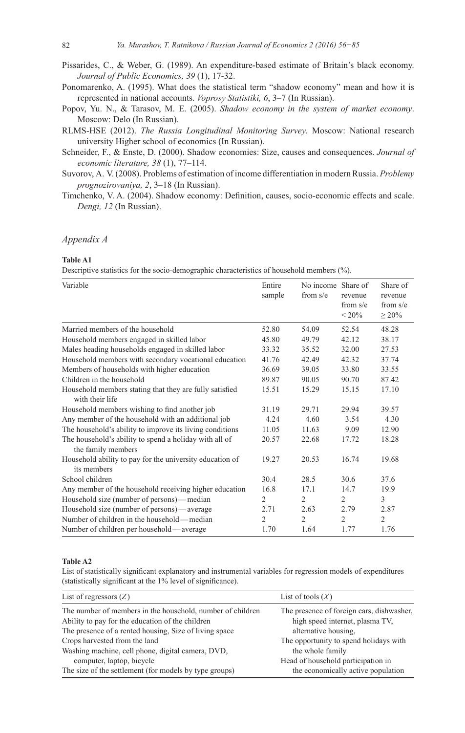Pissarides, C., & Weber, G. (1989). An expenditure-based estimate of Britain's black economy. *Journal of Public Economics, 39* (1), 17-32.

Ponomarenko, A. (1995). What does the statistical term "shadow economy" mean and how it is represented in national accounts. *Voprosy Statistiki, 6*, 3–7 (In Russian).

Popov, Yu. N., & Tarasov, M. E. (2005). *Shadow economy in the system of market economy*. Moscow: Delo (In Russian).

RLMS-HSE (2012). *The Russia Longitudinal Monitoring Survey*. Moscow: National research university Higher school of economics (In Russian).

Schneider, F., & Enste, D. (2000). Shadow economies: Size, causes and consequences. *Journal of economic literature, 38* (1), 77–114.

Suvorov, A. V. (2008). Problems of estimation of income differentiation in modern Russia. *Problemy prognozirovaniya, 2*, 3–18 (In Russian).

Timchenko, V. A. (2004). Shadow economy: Definition, causes, socio-economic effects and scale. *Dengi, 12* (In Russian).

## *Appendix A*

**Table A1**

Descriptive statistics for the socio-demographic characteristics of household members (%).

| Variable | Entire sample | No income from s/e | Share of revenue from s/e < 20% | Share of revenue from s/e ≥ 20% |
|---|---|---|---|---|
| Married members of the household | 52.80 | 54.09 | 52.54 | 48.28 |
| Household members engaged in skilled labor | 45.80 | 49.79 | 42.12 | 38.17 |
| Males heading households engaged in skilled labor | 33.32 | 35.52 | 32.00 | 27.53 |
| Household members with secondary vocational education | 41.76 | 42.49 | 42.32 | 37.74 |
| Members of households with higher education | 36.69 | 39.05 | 33.80 | 33.55 |
| Children in the household | 89.87 | 90.05 | 90.70 | 87.42 |
| Household members stating that they are fully satisfied with their life | 15.51 | 15.29 | 15.15 | 17.10 |
| Household members wishing to find another job | 31.19 | 29.71 | 29.94 | 39.57 |
| Any member of the household with an additional job | 4.24 | 4.60 | 3.54 | 4.30 |
| The household's ability to improve its living conditions | 11.05 | 11.63 | 9.09 | 12.90 |
| The household's ability to spend a holiday with all of the family members | 20.57 | 22.68 | 17.72 | 18.28 |
| Household ability to pay for the university education of its members | 19.27 | 20.53 | 16.74 | 19.68 |
| School children | 30.4 | 28.5 | 30.6 | 37.6 |
| Any member of the household receiving higher education | 16.8 | 17.1 | 14.7 | 19.9 |
| Household size (number of persons) — median | 2 | 2 | 2 | 3 |
| Household size (number of persons) — average | 2.71 | 2.63 | 2.79 | 2.87 |
| Number of children in the household — median | 2 | 2 | 2 | 2 |
| Number of children per household — average | 1.70 | 1.64 | 1.77 | 1.76 |

**Table A2**

List of statistically significant explanatory and instrumental variables for regression models of expenditures (statistically significant at the 1% level of significance).

| List of regressors ($Z$) | List of tools ($X$) |
|---|---|
| The number of members in the household, number of children | The presence of foreign cars, dishwasher, high speed internet, plasma TV, alternative housing, |
| Ability to pay for the education of the children | |
| The presence of a rented housing, Size of living space | |
| Crops harvested from the land | The opportunity to spend holidays with the whole family |
| Washing machine, cell phone, digital camera, DVD, computer, laptop, bicycle | Head of household participation in the economically active population |
| The size of the settlement (for models by type groups) | |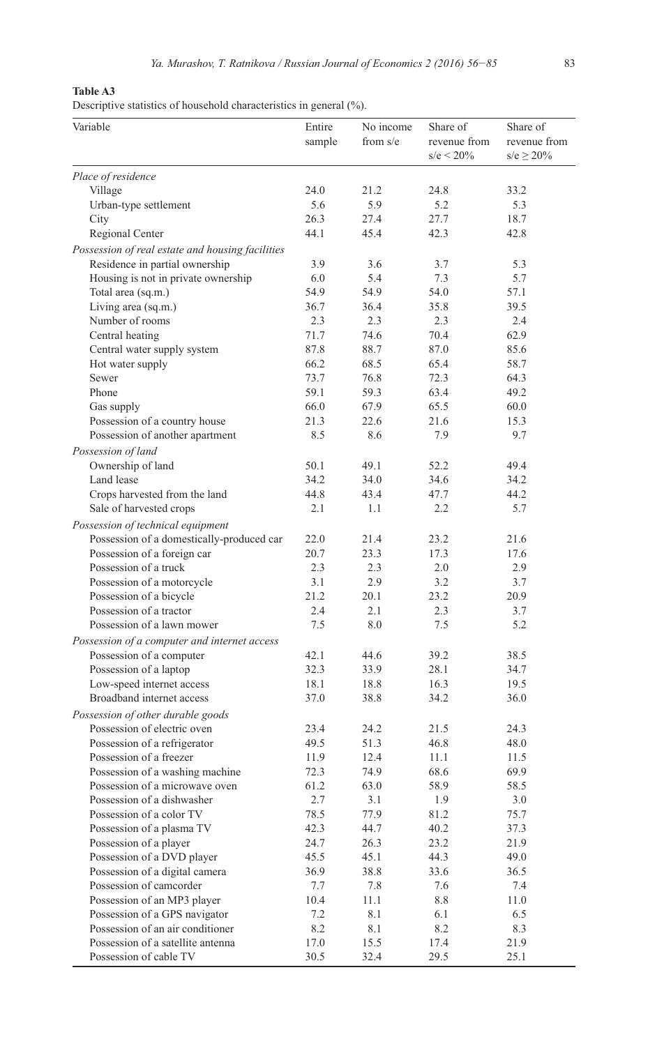**Table A3**
Descriptive statistics of household characteristics in general (%).

| Variable | Entire sample | No income from s/e | Share of revenue from s/e < 20% | Share of revenue from s/e ≥ 20% |
|---|---|---|---|---|
| *Place of residence* | | | | |
| Village | 24.0 | 21.2 | 24.8 | 33.2 |
| Urban-type settlement | 5.6 | 5.9 | 5.2 | 5.3 |
| City | 26.3 | 27.4 | 27.7 | 18.7 |
| Regional Center | 44.1 | 45.4 | 42.3 | 42.8 |
| *Possession of real estate and housing facilities* | | | | |
| Residence in partial ownership | 3.9 | 3.6 | 3.7 | 5.3 |
| Housing is not in private ownership | 6.0 | 5.4 | 7.3 | 5.7 |
| Total area (sq.m.) | 54.9 | 54.9 | 54.0 | 57.1 |
| Living area (sq.m.) | 36.7 | 36.4 | 35.8 | 39.5 |
| Number of rooms | 2.3 | 2.3 | 2.3 | 2.4 |
| Central heating | 71.7 | 74.6 | 70.4 | 62.9 |
| Central water supply system | 87.8 | 88.7 | 87.0 | 85.6 |
| Hot water supply | 66.2 | 68.5 | 65.4 | 58.7 |
| Sewer | 73.7 | 76.8 | 72.3 | 64.3 |
| Phone | 59.1 | 59.3 | 63.4 | 49.2 |
| Gas supply | 66.0 | 67.9 | 65.5 | 60.0 |
| Possession of a country house | 21.3 | 22.6 | 21.6 | 15.3 |
| Possession of another apartment | 8.5 | 8.6 | 7.9 | 9.7 |
| *Possession of land* | | | | |
| Ownership of land | 50.1 | 49.1 | 52.2 | 49.4 |
| Land lease | 34.2 | 34.0 | 34.6 | 34.2 |
| Crops harvested from the land | 44.8 | 43.4 | 47.7 | 44.2 |
| Sale of harvested crops | 2.1 | 1.1 | 2.2 | 5.7 |
| *Possession of technical equipment* | | | | |
| Possession of a domestically-produced car | 22.0 | 21.4 | 23.2 | 21.6 |
| Possession of a foreign car | 20.7 | 23.3 | 17.3 | 17.6 |
| Possession of a truck | 2.3 | 2.3 | 2.0 | 2.9 |
| Possession of a motorcycle | 3.1 | 2.9 | 3.2 | 3.7 |
| Possession of a bicycle | 21.2 | 20.1 | 23.2 | 20.9 |
| Possession of a tractor | 2.4 | 2.1 | 2.3 | 3.7 |
| Possession of a lawn mower | 7.5 | 8.0 | 7.5 | 5.2 |
| *Possession of a computer and internet access* | | | | |
| Possession of a computer | 42.1 | 44.6 | 39.2 | 38.5 |
| Possession of a laptop | 32.3 | 33.9 | 28.1 | 34.7 |
| Low-speed internet access | 18.1 | 18.8 | 16.3 | 19.5 |
| Broadband internet access | 37.0 | 38.8 | 34.2 | 36.0 |
| *Possession of other durable goods* | | | | |
| Possession of electric oven | 23.4 | 24.2 | 21.5 | 24.3 |
| Possession of a refrigerator | 49.5 | 51.3 | 46.8 | 48.0 |
| Possession of a freezer | 11.9 | 12.4 | 11.1 | 11.5 |
| Possession of a washing machine | 72.3 | 74.9 | 68.6 | 69.9 |
| Possession of a microwave oven | 61.2 | 63.0 | 58.9 | 58.5 |
| Possession of a dishwasher | 2.7 | 3.1 | 1.9 | 3.0 |
| Possession of a color TV | 78.5 | 77.9 | 81.2 | 75.7 |
| Possession of a plasma TV | 42.3 | 44.7 | 40.2 | 37.3 |
| Possession of a player | 24.7 | 26.3 | 23.2 | 21.9 |
| Possession of a DVD player | 45.5 | 45.1 | 44.3 | 49.0 |
| Possession of a digital camera | 36.9 | 38.8 | 33.6 | 36.5 |
| Possession of camcorder | 7.7 | 7.8 | 7.6 | 7.4 |
| Possession of an MP3 player | 10.4 | 11.1 | 8.8 | 11.0 |
| Possession of a GPS navigator | 7.2 | 8.1 | 6.1 | 6.5 |
| Possession of an air conditioner | 8.2 | 8.1 | 8.2 | 8.3 |
| Possession of a satellite antenna | 17.0 | 15.5 | 17.4 | 21.9 |
| Possession of cable TV | 30.5 | 32.4 | 29.5 | 25.1 |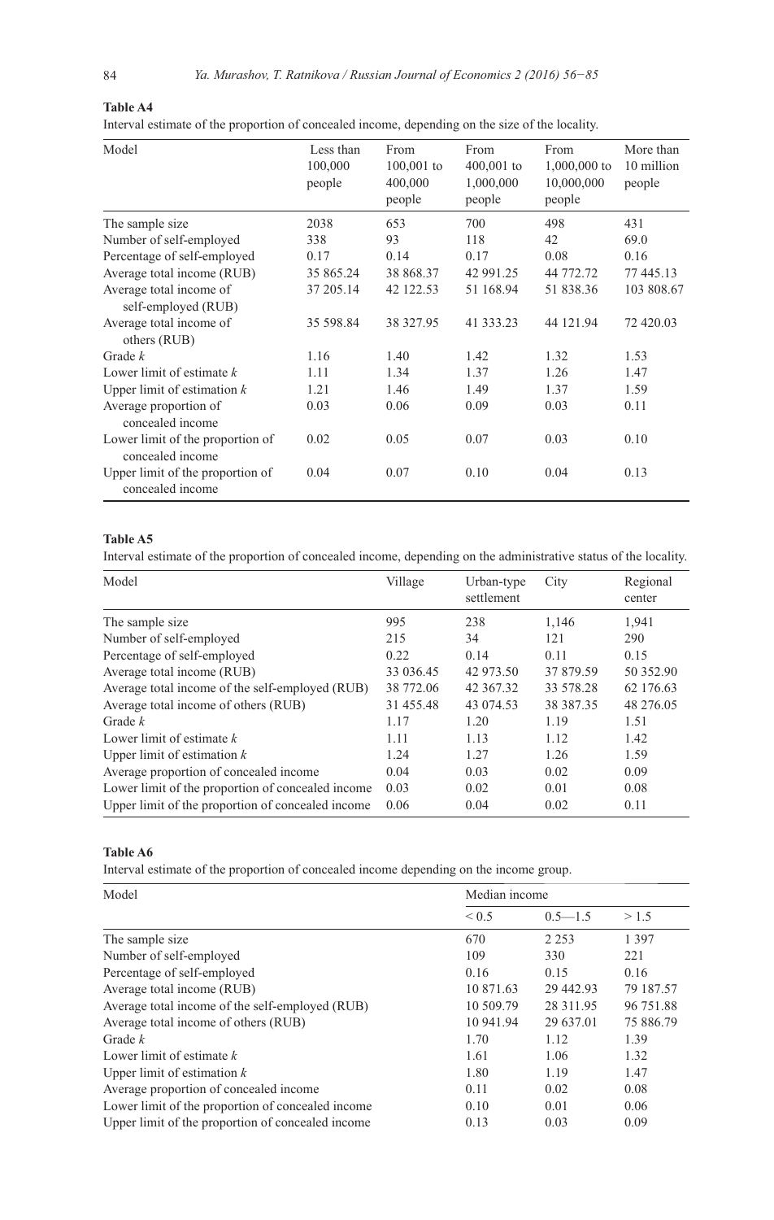**Table A4**

Interval estimate of the proportion of concealed income, depending on the size of the locality.

| Model | Less than 100,000 people | From 100,001 to 400,000 people | From 400,001 to 1,000,000 people | From 1,000,000 to 10,000,000 people | More than 10 million people |
|---|---|---|---|---|---|
| The sample size | 2038 | 653 | 700 | 498 | 431 |
| Number of self-employed | 338 | 93 | 118 | 42 | 69.0 |
| Percentage of self-employed | 0.17 | 0.14 | 0.17 | 0.08 | 0.16 |
| Average total income (RUB) | 35 865.24 | 38 868.37 | 42 991.25 | 44 772.72 | 77 445.13 |
| Average total income of self-employed (RUB) | 37 205.14 | 42 122.53 | 51 168.94 | 51 838.36 | 103 808.67 |
| Average total income of others (RUB) | 35 598.84 | 38 327.95 | 41 333.23 | 44 121.94 | 72 420.03 |
| Grade *k* | 1.16 | 1.40 | 1.42 | 1.32 | 1.53 |
| Lower limit of estimate *k* | 1.11 | 1.34 | 1.37 | 1.26 | 1.47 |
| Upper limit of estimation *k* | 1.21 | 1.46 | 1.49 | 1.37 | 1.59 |
| Average proportion of concealed income | 0.03 | 0.06 | 0.09 | 0.03 | 0.11 |
| Lower limit of the proportion of concealed income | 0.02 | 0.05 | 0.07 | 0.03 | 0.10 |
| Upper limit of the proportion of concealed income | 0.04 | 0.07 | 0.10 | 0.04 | 0.13 |

**Table A5**

Interval estimate of the proportion of concealed income, depending on the administrative status of the locality.

| Model | Village | Urban-type settlement | City | Regional center |
|---|---|---|---|---|
| The sample size | 995 | 238 | 1,146 | 1,941 |
| Number of self-employed | 215 | 34 | 121 | 290 |
| Percentage of self-employed | 0.22 | 0.14 | 0.11 | 0.15 |
| Average total income (RUB) | 33 036.45 | 42 973.50 | 37 879.59 | 50 352.90 |
| Average total income of the self-employed (RUB) | 38 772.06 | 42 367.32 | 33 578.28 | 62 176.63 |
| Average total income of others (RUB) | 31 455.48 | 43 074.53 | 38 387.35 | 48 276.05 |
| Grade *k* | 1.17 | 1.20 | 1.19 | 1.51 |
| Lower limit of estimate *k* | 1.11 | 1.13 | 1.12 | 1.42 |
| Upper limit of estimation *k* | 1.24 | 1.27 | 1.26 | 1.59 |
| Average proportion of concealed income | 0.04 | 0.03 | 0.02 | 0.09 |
| Lower limit of the proportion of concealed income | 0.03 | 0.02 | 0.01 | 0.08 |
| Upper limit of the proportion of concealed income | 0.06 | 0.04 | 0.02 | 0.11 |

**Table A6**

Interval estimate of the proportion of concealed income depending on the income group.

| Model | Median income | | |
|---|---|---|---|
| | < 0.5 | 0.5—1.5 | > 1.5 |
| The sample size | 670 | 2 253 | 1 397 |
| Number of self-employed | 109 | 330 | 221 |
| Percentage of self-employed | 0.16 | 0.15 | 0.16 |
| Average total income (RUB) | 10 871.63 | 29 442.93 | 79 187.57 |
| Average total income of the self-employed (RUB) | 10 509.79 | 28 311.95 | 96 751.88 |
| Average total income of others (RUB) | 10 941.94 | 29 637.01 | 75 886.79 |
| Grade *k* | 1.70 | 1.12 | 1.39 |
| Lower limit of estimate *k* | 1.61 | 1.06 | 1.32 |
| Upper limit of estimation *k* | 1.80 | 1.19 | 1.47 |
| Average proportion of concealed income | 0.11 | 0.02 | 0.08 |
| Lower limit of the proportion of concealed income | 0.10 | 0.01 | 0.06 |
| Upper limit of the proportion of concealed income | 0.13 | 0.03 | 0.09 |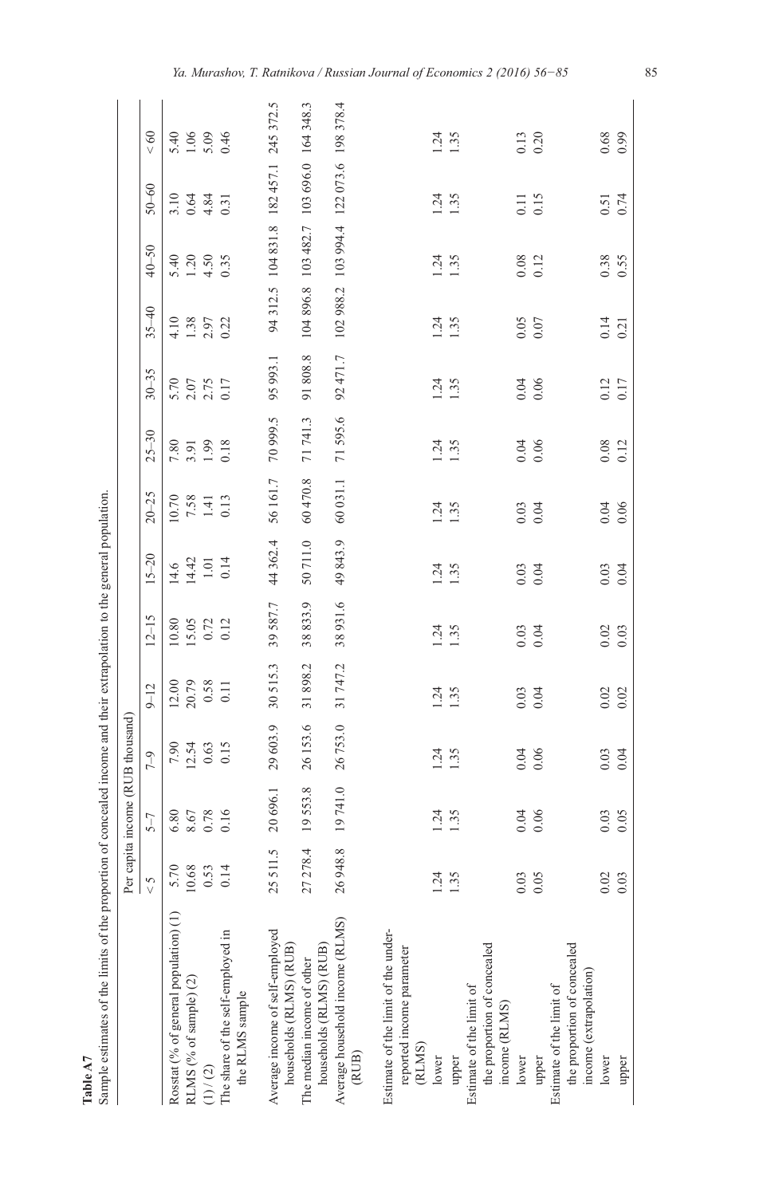**Table A7**

Sample estimates of the limits of the proportion of concealed income and their extrapolation to the general population.

| | Per capita income (RUB thousand) | | | | | | | | | | | | |
|---|---|---|---|---|---|---|---|---|---|---|---|---|---|
| | < 5 | 5–7 | 7–9 | 9–12 | 12–15 | 15–20 | 20–25 | 25–30 | 30–35 | 35–40 | 40–50 | 50–60 | < 60 |
| Rosstat (% of general population) (1) | 5.70 | 6.80 | 7.90 | 12.00 | 10.80 | 14.6 | 10.70 | 7.80 | 5.70 | 4.10 | 5.40 | 3.10 | 5.40 |
| RLMS (% of sample) (2) | 10.68 | 8.67 | 12.54 | 20.79 | 15.05 | 14.42 | 7.58 | 3.91 | 2.07 | 1.38 | 1.20 | 0.64 | 1.06 |
| (1) / (2) | 0.53 | 0.78 | 0.63 | 0.58 | 0.72 | 1.01 | 1.41 | 1.99 | 2.75 | 2.97 | 4.50 | 4.84 | 5.09 |
| The share of the self-employed in the RLMS sample | 0.14 | 0.16 | 0.15 | 0.11 | 0.12 | 0.14 | 0.13 | 0.18 | 0.17 | 0.22 | 0.35 | 0.31 | 0.46 |
| Average income of self-employed households (RLMS) (RUB) | 25 511.5 | 20 696.1 | 29 603.9 | 30 515.3 | 39 587.7 | 44 362.4 | 56 161.7 | 70 999.5 | 95 993.1 | 94 312.5 | 104 831.8 | 182 457.1 | 245 372.5 |
| The median income of other households (RLMS) (RUB) | 27 278.4 | 19 553.8 | 26 153.6 | 31 898.2 | 38 833.9 | 50 711.0 | 60 470.8 | 71 741.3 | 91 808.8 | 104 896.8 | 103 482.7 | 103 696.0 | 164 348.3 |
| Average household income (RLMS) (RUB) | 26 948.8 | 19 741.0 | 26 753.0 | 31 747.2 | 38 931.6 | 49 843.9 | 60 031.1 | 71 595.6 | 92 471.7 | 102 988.2 | 103 994.4 | 122 073.6 | 198 378.4 |
| Estimate of the limit of the under-reported income parameter (RLMS) | | | | | | | | | | | | | |
| lower | 1.24 | 1.24 | 1.24 | 1.24 | 1.24 | 1.24 | 1.24 | 1.24 | 1.24 | 1.24 | 1.24 | 1.24 | 1.24 |
| upper | 1.35 | 1.35 | 1.35 | 1.35 | 1.35 | 1.35 | 1.35 | 1.35 | 1.35 | 1.35 | 1.35 | 1.35 | 1.35 |
| Estimate of the limit of the proportion of concealed income (RLMS) | | | | | | | | | | | | | |
| lower | 0.03 | 0.04 | 0.04 | 0.03 | 0.03 | 0.03 | 0.03 | 0.04 | 0.04 | 0.05 | 0.08 | 0.11 | 0.13 |
| upper | 0.05 | 0.06 | 0.06 | 0.04 | 0.04 | 0.04 | 0.04 | 0.06 | 0.06 | 0.07 | 0.12 | 0.15 | 0.20 |
| Estimate of the limit of the proportion of concealed income (extrapolation) | | | | | | | | | | | | | |
| lower | 0.02 | 0.03 | 0.03 | 0.02 | 0.02 | 0.03 | 0.04 | 0.08 | 0.12 | 0.14 | 0.38 | 0.51 | 0.68 |
| upper | 0.03 | 0.05 | 0.04 | 0.02 | 0.03 | 0.04 | 0.06 | 0.12 | 0.17 | 0.21 | 0.55 | 0.74 | 0.99 |